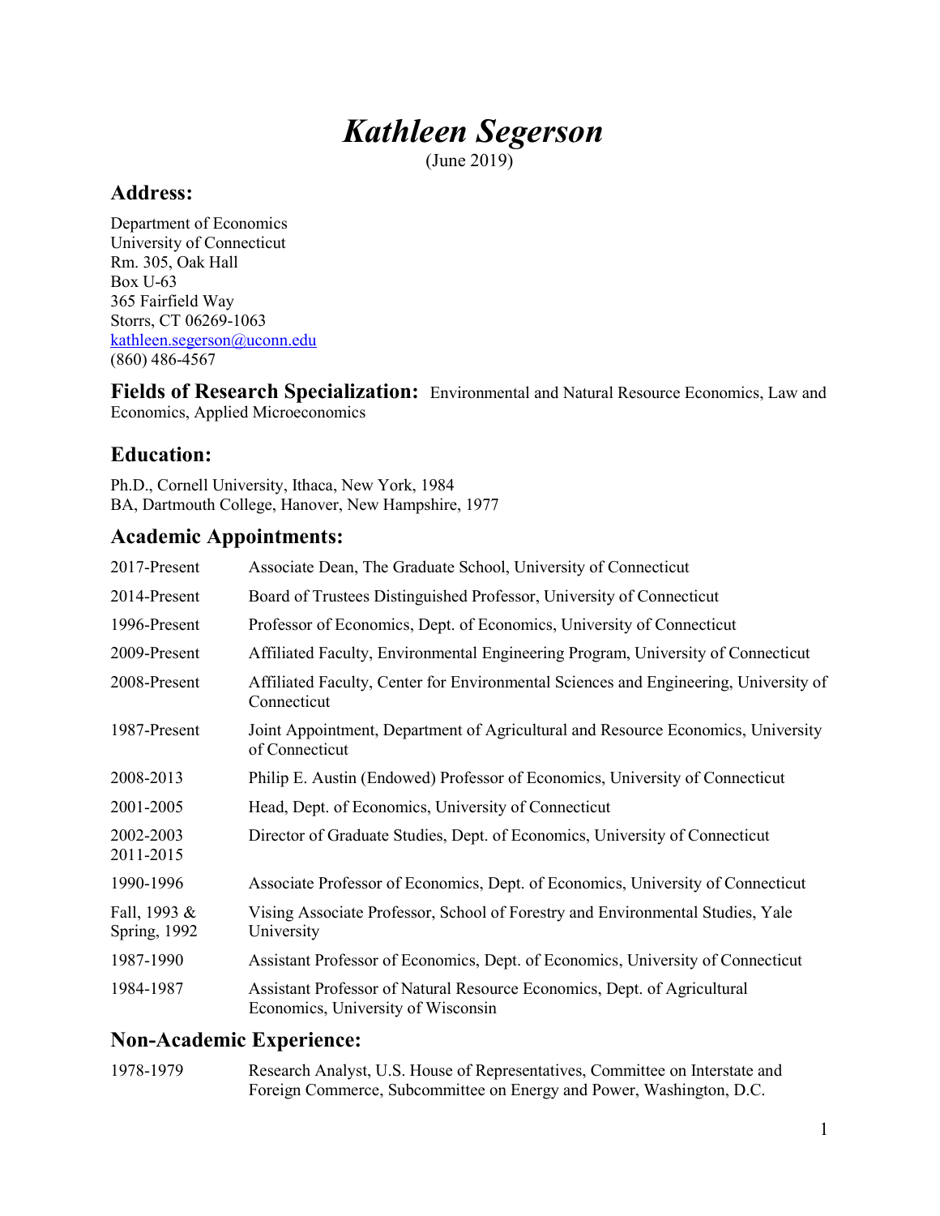# *Kathleen Segerson*

(June 2019)

## Address:

Department of Economics
University of Connecticut
Rm. 305, Oak Hall
Box U-63
365 Fairfield Way
Storrs, CT 06269-1063
kathleen.segerson@uconn.edu
(860) 486-4567

**Fields of Research Specialization:** Environmental and Natural Resource Economics, Law and Economics, Applied Microeconomics

## Education:

Ph.D., Cornell University, Ithaca, New York, 1984
BA, Dartmouth College, Hanover, New Hampshire, 1977

## Academic Appointments:

| | |
|---|---|
| 2017-Present | Associate Dean, The Graduate School, University of Connecticut |
| 2014-Present | Board of Trustees Distinguished Professor, University of Connecticut |
| 1996-Present | Professor of Economics, Dept. of Economics, University of Connecticut |
| 2009-Present | Affiliated Faculty, Environmental Engineering Program, University of Connecticut |
| 2008-Present | Affiliated Faculty, Center for Environmental Sciences and Engineering, University of Connecticut |
| 1987-Present | Joint Appointment, Department of Agricultural and Resource Economics, University of Connecticut |
| 2008-2013 | Philip E. Austin (Endowed) Professor of Economics, University of Connecticut |
| 2001-2005 | Head, Dept. of Economics, University of Connecticut |
| 2002-2003<br>2011-2015 | Director of Graduate Studies, Dept. of Economics, University of Connecticut |
| 1990-1996 | Associate Professor of Economics, Dept. of Economics, University of Connecticut |
| Fall, 1993 &<br>Spring, 1992 | Vising Associate Professor, School of Forestry and Environmental Studies, Yale University |
| 1987-1990 | Assistant Professor of Economics, Dept. of Economics, University of Connecticut |
| 1984-1987 | Assistant Professor of Natural Resource Economics, Dept. of Agricultural Economics, University of Wisconsin |

## Non-Academic Experience:

| | |
|---|---|
| 1978-1979 | Research Analyst, U.S. House of Representatives, Committee on Interstate and Foreign Commerce, Subcommittee on Energy and Power, Washington, D.C. |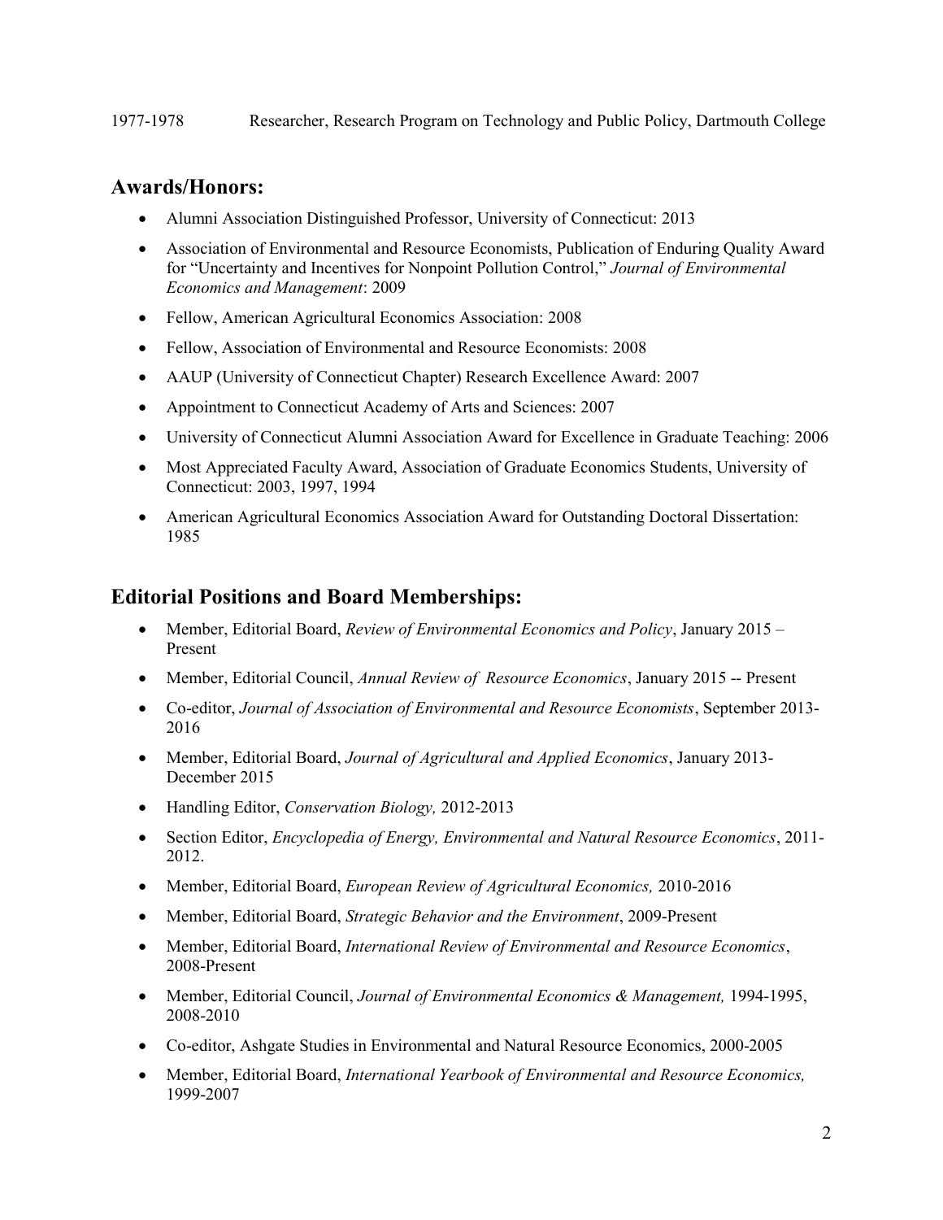1977-1978 Researcher, Research Program on Technology and Public Policy, Dartmouth College

## Awards/Honors:

- Alumni Association Distinguished Professor, University of Connecticut: 2013
- Association of Environmental and Resource Economists, Publication of Enduring Quality Award for "Uncertainty and Incentives for Nonpoint Pollution Control," *Journal of Environmental Economics and Management*: 2009
- Fellow, American Agricultural Economics Association: 2008
- Fellow, Association of Environmental and Resource Economists: 2008
- AAUP (University of Connecticut Chapter) Research Excellence Award: 2007
- Appointment to Connecticut Academy of Arts and Sciences: 2007
- University of Connecticut Alumni Association Award for Excellence in Graduate Teaching: 2006
- Most Appreciated Faculty Award, Association of Graduate Economics Students, University of Connecticut: 2003, 1997, 1994
- American Agricultural Economics Association Award for Outstanding Doctoral Dissertation: 1985

## Editorial Positions and Board Memberships:

- Member, Editorial Board, *Review of Environmental Economics and Policy*, January 2015 – Present
- Member, Editorial Council, *Annual Review of Resource Economics*, January 2015 -- Present
- Co-editor, *Journal of Association of Environmental and Resource Economists*, September 2013-2016
- Member, Editorial Board, *Journal of Agricultural and Applied Economics*, January 2013-December 2015
- Handling Editor, *Conservation Biology,* 2012-2013
- Section Editor, *Encyclopedia of Energy, Environmental and Natural Resource Economics*, 2011-2012.
- Member, Editorial Board, *European Review of Agricultural Economics,* 2010-2016
- Member, Editorial Board, *Strategic Behavior and the Environment*, 2009-Present
- Member, Editorial Board, *International Review of Environmental and Resource Economics*, 2008-Present
- Member, Editorial Council, *Journal of Environmental Economics & Management,* 1994-1995, 2008-2010
- Co-editor, Ashgate Studies in Environmental and Natural Resource Economics, 2000-2005
- Member, Editorial Board, *International Yearbook of Environmental and Resource Economics,* 1999-2007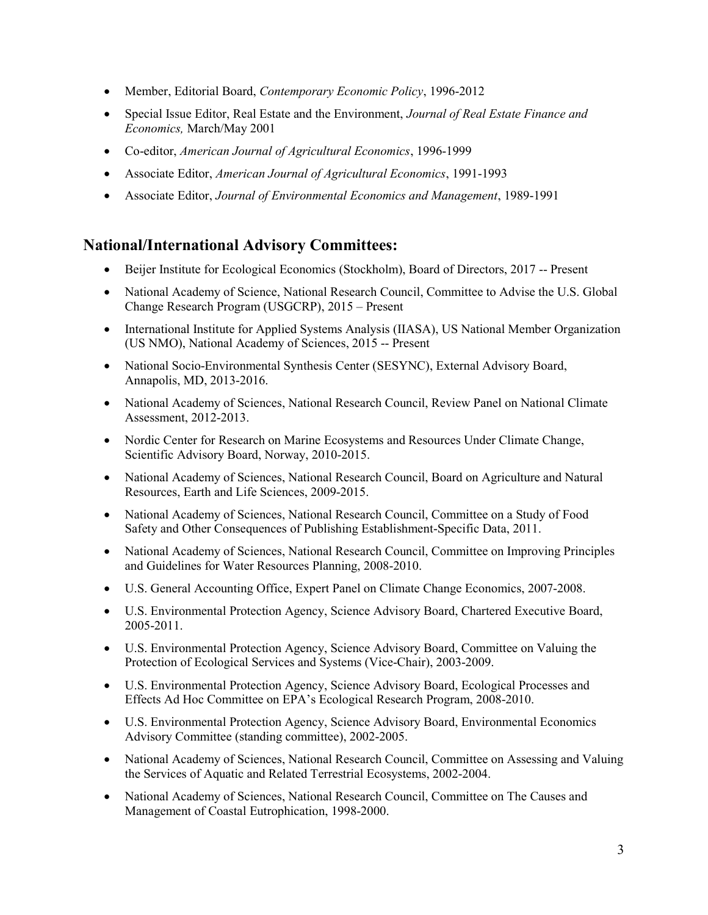- Member, Editorial Board, *Contemporary Economic Policy*, 1996-2012
- Special Issue Editor, Real Estate and the Environment, *Journal of Real Estate Finance and Economics,* March/May 2001
- Co-editor, *American Journal of Agricultural Economics*, 1996-1999
- Associate Editor, *American Journal of Agricultural Economics*, 1991-1993
- Associate Editor, *Journal of Environmental Economics and Management*, 1989-1991

## National/International Advisory Committees:

- Beijer Institute for Ecological Economics (Stockholm), Board of Directors, 2017 -- Present
- National Academy of Science, National Research Council, Committee to Advise the U.S. Global Change Research Program (USGCRP), 2015 – Present
- International Institute for Applied Systems Analysis (IIASA), US National Member Organization (US NMO), National Academy of Sciences, 2015 -- Present
- National Socio-Environmental Synthesis Center (SESYNC), External Advisory Board, Annapolis, MD, 2013-2016.
- National Academy of Sciences, National Research Council, Review Panel on National Climate Assessment, 2012-2013.
- Nordic Center for Research on Marine Ecosystems and Resources Under Climate Change, Scientific Advisory Board, Norway, 2010-2015.
- National Academy of Sciences, National Research Council, Board on Agriculture and Natural Resources, Earth and Life Sciences, 2009-2015.
- National Academy of Sciences, National Research Council, Committee on a Study of Food Safety and Other Consequences of Publishing Establishment-Specific Data, 2011.
- National Academy of Sciences, National Research Council, Committee on Improving Principles and Guidelines for Water Resources Planning, 2008-2010.
- U.S. General Accounting Office, Expert Panel on Climate Change Economics, 2007-2008.
- U.S. Environmental Protection Agency, Science Advisory Board, Chartered Executive Board, 2005-2011.
- U.S. Environmental Protection Agency, Science Advisory Board, Committee on Valuing the Protection of Ecological Services and Systems (Vice-Chair), 2003-2009.
- U.S. Environmental Protection Agency, Science Advisory Board, Ecological Processes and Effects Ad Hoc Committee on EPA's Ecological Research Program, 2008-2010.
- U.S. Environmental Protection Agency, Science Advisory Board, Environmental Economics Advisory Committee (standing committee), 2002-2005.
- National Academy of Sciences, National Research Council, Committee on Assessing and Valuing the Services of Aquatic and Related Terrestrial Ecosystems, 2002-2004.
- National Academy of Sciences, National Research Council, Committee on The Causes and Management of Coastal Eutrophication, 1998-2000.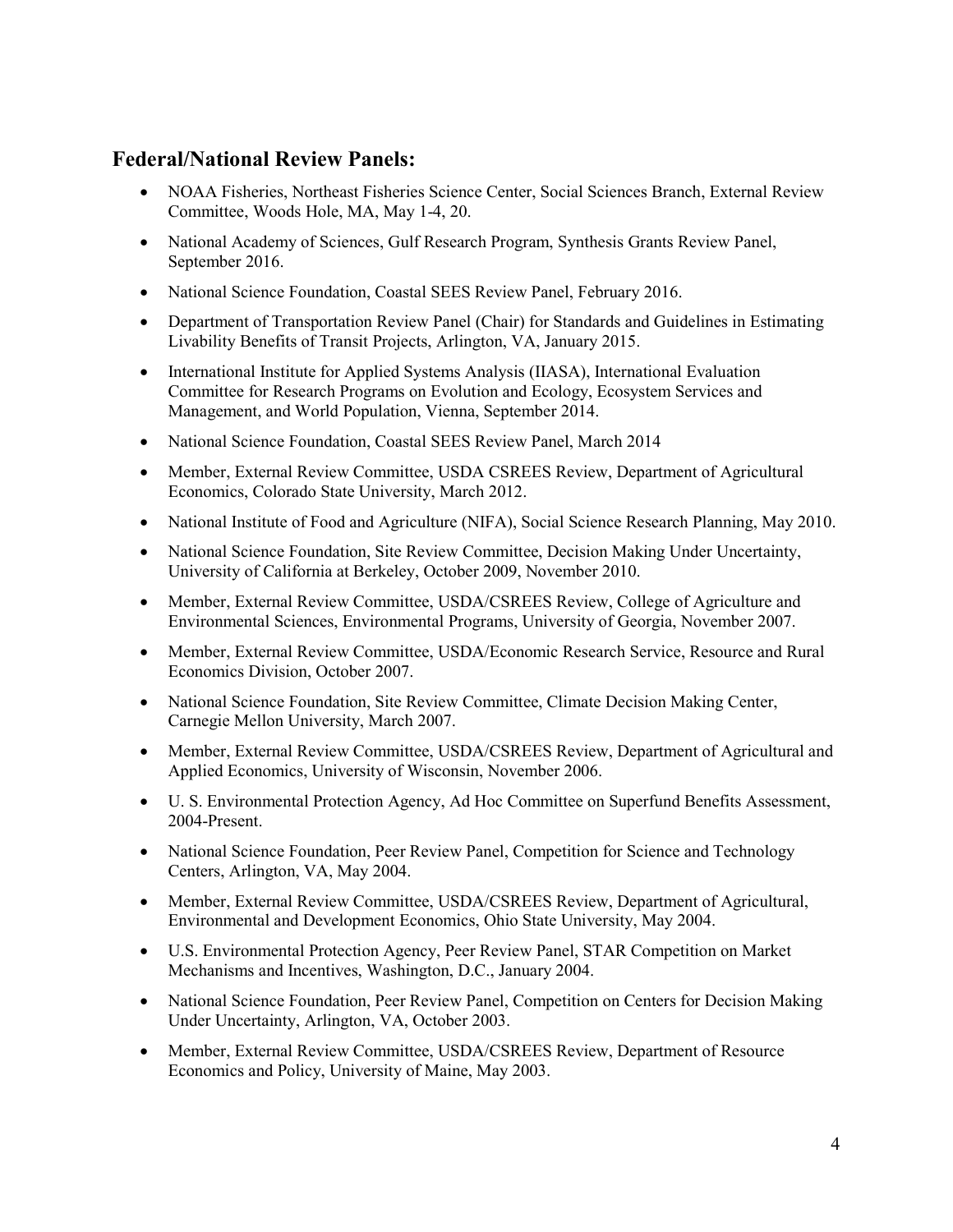## Federal/National Review Panels:

- NOAA Fisheries, Northeast Fisheries Science Center, Social Sciences Branch, External Review Committee, Woods Hole, MA, May 1-4, 20.
- National Academy of Sciences, Gulf Research Program, Synthesis Grants Review Panel, September 2016.
- National Science Foundation, Coastal SEES Review Panel, February 2016.
- Department of Transportation Review Panel (Chair) for Standards and Guidelines in Estimating Livability Benefits of Transit Projects, Arlington, VA, January 2015.
- International Institute for Applied Systems Analysis (IIASA), International Evaluation Committee for Research Programs on Evolution and Ecology, Ecosystem Services and Management, and World Population, Vienna, September 2014.
- National Science Foundation, Coastal SEES Review Panel, March 2014
- Member, External Review Committee, USDA CSREES Review, Department of Agricultural Economics, Colorado State University, March 2012.
- National Institute of Food and Agriculture (NIFA), Social Science Research Planning, May 2010.
- National Science Foundation, Site Review Committee, Decision Making Under Uncertainty, University of California at Berkeley, October 2009, November 2010.
- Member, External Review Committee, USDA/CSREES Review, College of Agriculture and Environmental Sciences, Environmental Programs, University of Georgia, November 2007.
- Member, External Review Committee, USDA/Economic Research Service, Resource and Rural Economics Division, October 2007.
- National Science Foundation, Site Review Committee, Climate Decision Making Center, Carnegie Mellon University, March 2007.
- Member, External Review Committee, USDA/CSREES Review, Department of Agricultural and Applied Economics, University of Wisconsin, November 2006.
- U. S. Environmental Protection Agency, Ad Hoc Committee on Superfund Benefits Assessment, 2004-Present.
- National Science Foundation, Peer Review Panel, Competition for Science and Technology Centers, Arlington, VA, May 2004.
- Member, External Review Committee, USDA/CSREES Review, Department of Agricultural, Environmental and Development Economics, Ohio State University, May 2004.
- U.S. Environmental Protection Agency, Peer Review Panel, STAR Competition on Market Mechanisms and Incentives, Washington, D.C., January 2004.
- National Science Foundation, Peer Review Panel, Competition on Centers for Decision Making Under Uncertainty, Arlington, VA, October 2003.
- Member, External Review Committee, USDA/CSREES Review, Department of Resource Economics and Policy, University of Maine, May 2003.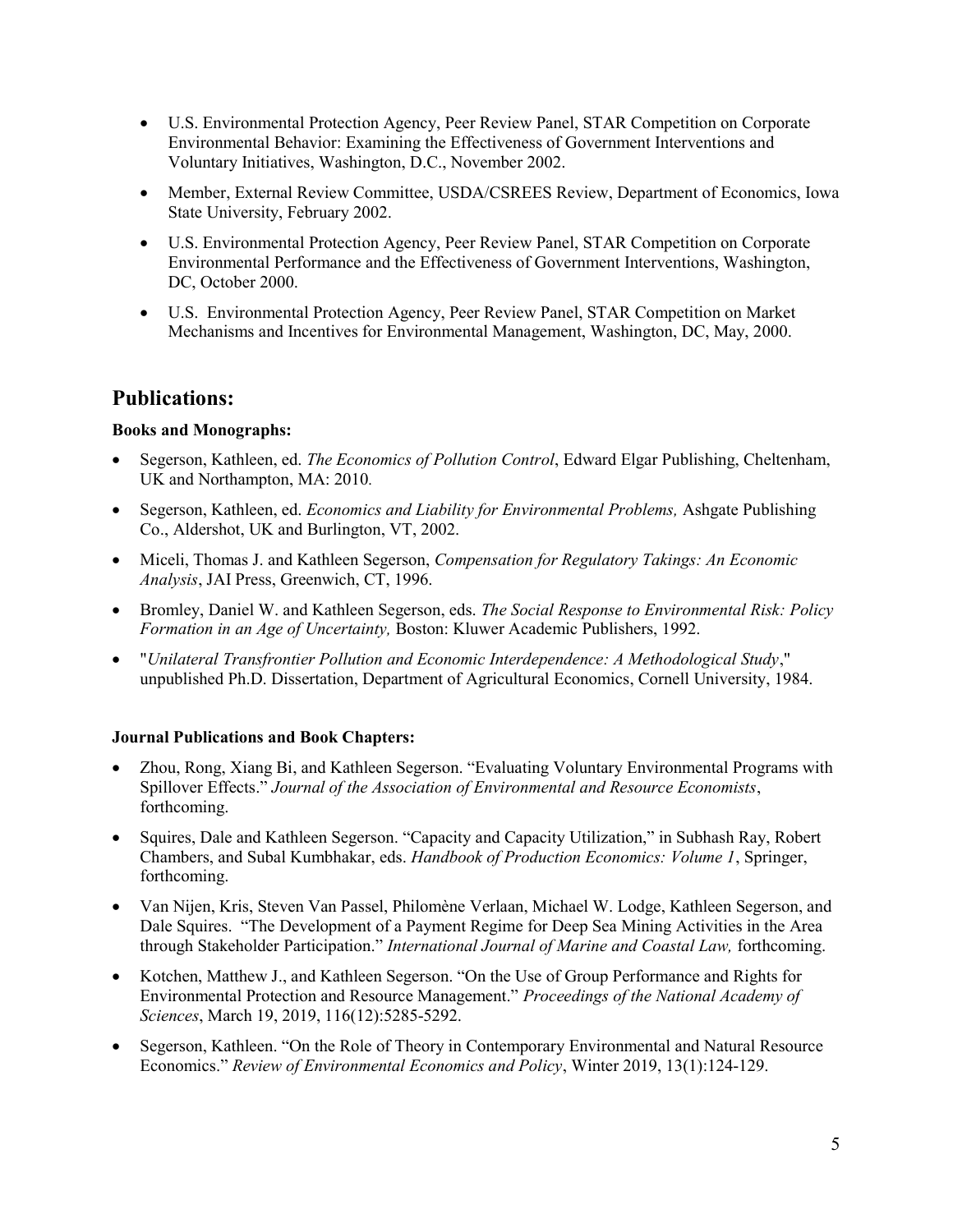- U.S. Environmental Protection Agency, Peer Review Panel, STAR Competition on Corporate Environmental Behavior: Examining the Effectiveness of Government Interventions and Voluntary Initiatives, Washington, D.C., November 2002.
- Member, External Review Committee, USDA/CSREES Review, Department of Economics, Iowa State University, February 2002.
- U.S. Environmental Protection Agency, Peer Review Panel, STAR Competition on Corporate Environmental Performance and the Effectiveness of Government Interventions, Washington, DC, October 2000.
- U.S. Environmental Protection Agency, Peer Review Panel, STAR Competition on Market Mechanisms and Incentives for Environmental Management, Washington, DC, May, 2000.

## Publications:

**Books and Monographs:**

- Segerson, Kathleen, ed. *The Economics of Pollution Control*, Edward Elgar Publishing, Cheltenham, UK and Northampton, MA: 2010.
- Segerson, Kathleen, ed. *Economics and Liability for Environmental Problems,* Ashgate Publishing Co., Aldershot, UK and Burlington, VT, 2002.
- Miceli, Thomas J. and Kathleen Segerson, *Compensation for Regulatory Takings: An Economic Analysis*, JAI Press, Greenwich, CT, 1996.
- Bromley, Daniel W. and Kathleen Segerson, eds. *The Social Response to Environmental Risk: Policy Formation in an Age of Uncertainty,* Boston: Kluwer Academic Publishers, 1992.
- "*Unilateral Transfrontier Pollution and Economic Interdependence: A Methodological Study*," unpublished Ph.D. Dissertation, Department of Agricultural Economics, Cornell University, 1984.

**Journal Publications and Book Chapters:**

- Zhou, Rong, Xiang Bi, and Kathleen Segerson. "Evaluating Voluntary Environmental Programs with Spillover Effects." *Journal of the Association of Environmental and Resource Economists*, forthcoming.
- Squires, Dale and Kathleen Segerson. "Capacity and Capacity Utilization," in Subhash Ray, Robert Chambers, and Subal Kumbhakar, eds. *Handbook of Production Economics: Volume 1*, Springer, forthcoming.
- Van Nijen, Kris, Steven Van Passel, Philomène Verlaan, Michael W. Lodge, Kathleen Segerson, and Dale Squires. "The Development of a Payment Regime for Deep Sea Mining Activities in the Area through Stakeholder Participation." *International Journal of Marine and Coastal Law,* forthcoming.
- Kotchen, Matthew J., and Kathleen Segerson. "On the Use of Group Performance and Rights for Environmental Protection and Resource Management." *Proceedings of the National Academy of Sciences*, March 19, 2019, 116(12):5285-5292.
- Segerson, Kathleen. "On the Role of Theory in Contemporary Environmental and Natural Resource Economics." *Review of Environmental Economics and Policy*, Winter 2019, 13(1):124-129.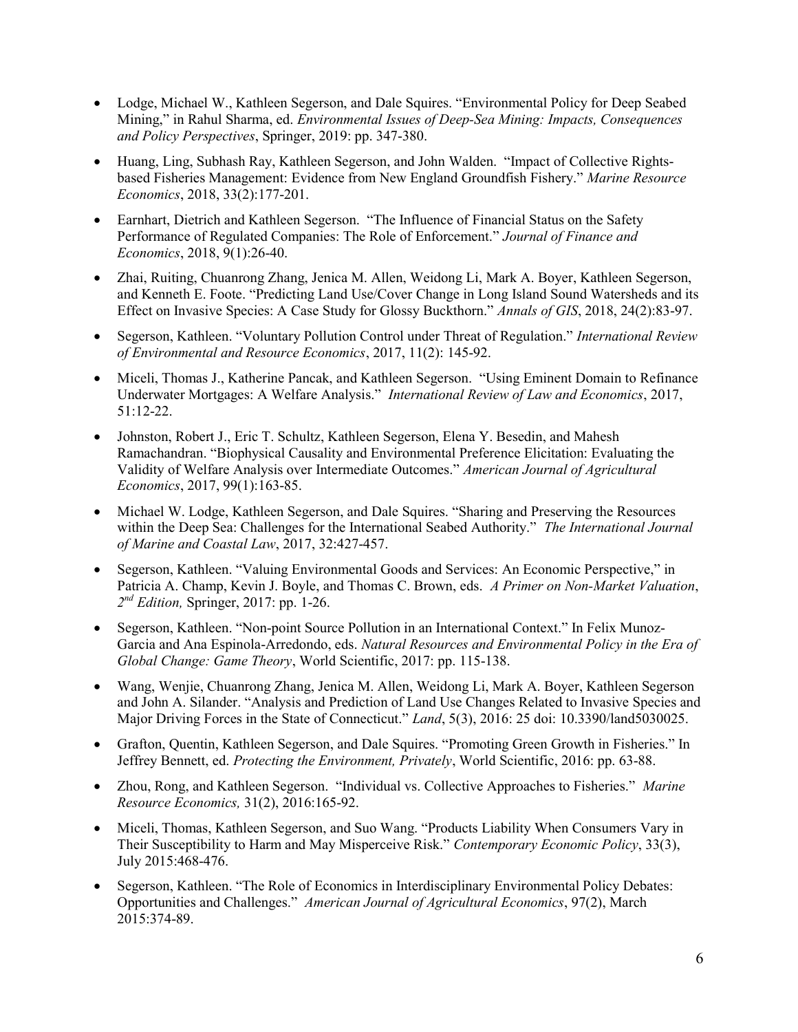- Lodge, Michael W., Kathleen Segerson, and Dale Squires. "Environmental Policy for Deep Seabed Mining," in Rahul Sharma, ed. *Environmental Issues of Deep-Sea Mining: Impacts, Consequences and Policy Perspectives*, Springer, 2019: pp. 347-380.

- Huang, Ling, Subhash Ray, Kathleen Segerson, and John Walden. "Impact of Collective Rights-based Fisheries Management: Evidence from New England Groundfish Fishery." *Marine Resource Economics*, 2018, 33(2):177-201.

- Earnhart, Dietrich and Kathleen Segerson. "The Influence of Financial Status on the Safety Performance of Regulated Companies: The Role of Enforcement." *Journal of Finance and Economics*, 2018, 9(1):26-40.

- Zhai, Ruiting, Chuanrong Zhang, Jenica M. Allen, Weidong Li, Mark A. Boyer, Kathleen Segerson, and Kenneth E. Foote. "Predicting Land Use/Cover Change in Long Island Sound Watersheds and its Effect on Invasive Species: A Case Study for Glossy Buckthorn." *Annals of GIS*, 2018, 24(2):83-97.

- Segerson, Kathleen. "Voluntary Pollution Control under Threat of Regulation." *International Review of Environmental and Resource Economics*, 2017, 11(2): 145-92.

- Miceli, Thomas J., Katherine Pancak, and Kathleen Segerson. "Using Eminent Domain to Refinance Underwater Mortgages: A Welfare Analysis." *International Review of Law and Economics*, 2017, 51:12-22.

- Johnston, Robert J., Eric T. Schultz, Kathleen Segerson, Elena Y. Besedin, and Mahesh Ramachandran. "Biophysical Causality and Environmental Preference Elicitation: Evaluating the Validity of Welfare Analysis over Intermediate Outcomes." *American Journal of Agricultural Economics*, 2017, 99(1):163-85.

- Michael W. Lodge, Kathleen Segerson, and Dale Squires. "Sharing and Preserving the Resources within the Deep Sea: Challenges for the International Seabed Authority." *The International Journal of Marine and Coastal Law*, 2017, 32:427-457.

- Segerson, Kathleen. "Valuing Environmental Goods and Services: An Economic Perspective," in Patricia A. Champ, Kevin J. Boyle, and Thomas C. Brown, eds. *A Primer on Non-Market Valuation, 2nd Edition,* Springer, 2017: pp. 1-26.

- Segerson, Kathleen. "Non-point Source Pollution in an International Context." In Felix Munoz-Garcia and Ana Espinola-Arredondo, eds. *Natural Resources and Environmental Policy in the Era of Global Change: Game Theory*, World Scientific, 2017: pp. 115-138.

- Wang, Wenjie, Chuanrong Zhang, Jenica M. Allen, Weidong Li, Mark A. Boyer, Kathleen Segerson and John A. Silander. "Analysis and Prediction of Land Use Changes Related to Invasive Species and Major Driving Forces in the State of Connecticut." *Land*, 5(3), 2016: 25 doi: 10.3390/land5030025.

- Grafton, Quentin, Kathleen Segerson, and Dale Squires. "Promoting Green Growth in Fisheries." In Jeffrey Bennett, ed. *Protecting the Environment, Privately*, World Scientific, 2016: pp. 63-88.

- Zhou, Rong, and Kathleen Segerson. "Individual vs. Collective Approaches to Fisheries." *Marine Resource Economics,* 31(2), 2016:165-92.

- Miceli, Thomas, Kathleen Segerson, and Suo Wang. "Products Liability When Consumers Vary in Their Susceptibility to Harm and May Misperceive Risk." *Contemporary Economic Policy*, 33(3), July 2015:468-476.

- Segerson, Kathleen. "The Role of Economics in Interdisciplinary Environmental Policy Debates: Opportunities and Challenges." *American Journal of Agricultural Economics*, 97(2), March 2015:374-89.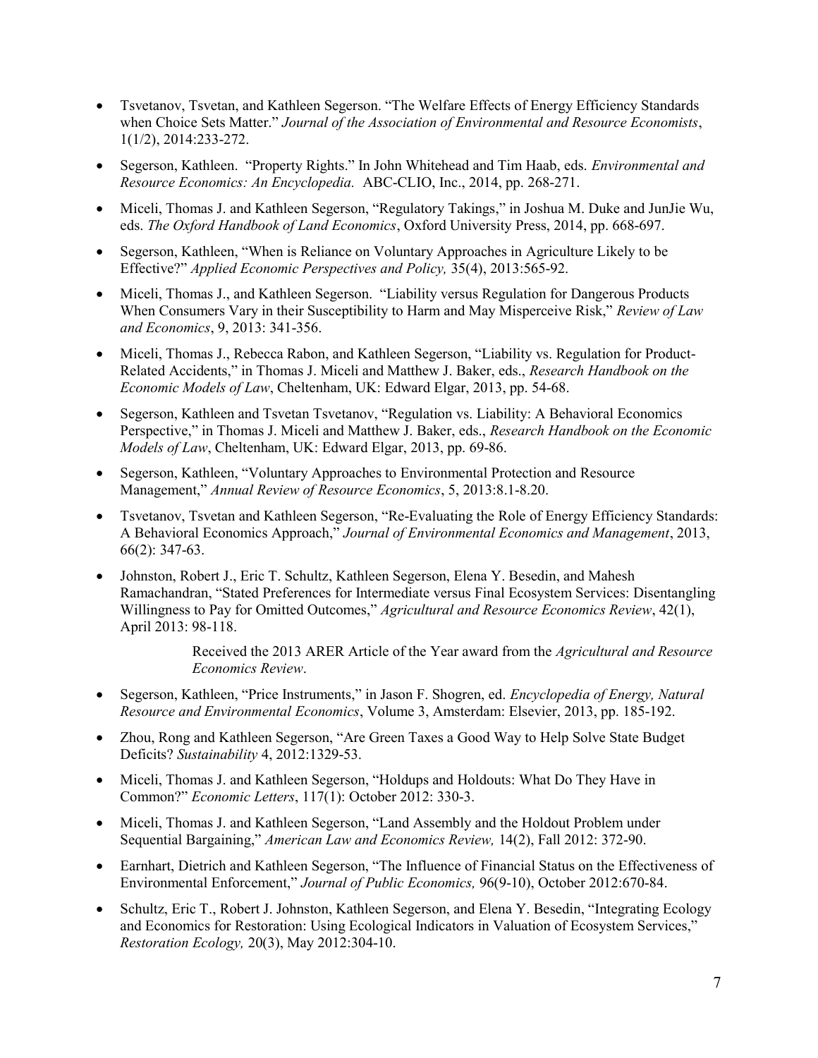- Tsvetanov, Tsvetan, and Kathleen Segerson. "The Welfare Effects of Energy Efficiency Standards when Choice Sets Matter." *Journal of the Association of Environmental and Resource Economists*, 1(1/2), 2014:233-272.

- Segerson, Kathleen. "Property Rights." In John Whitehead and Tim Haab, eds. *Environmental and Resource Economics: An Encyclopedia.* ABC-CLIO, Inc., 2014, pp. 268-271.

- Miceli, Thomas J. and Kathleen Segerson, "Regulatory Takings," in Joshua M. Duke and JunJie Wu, eds. *The Oxford Handbook of Land Economics*, Oxford University Press, 2014, pp. 668-697.

- Segerson, Kathleen, "When is Reliance on Voluntary Approaches in Agriculture Likely to be Effective?" *Applied Economic Perspectives and Policy,* 35(4), 2013:565-92.

- Miceli, Thomas J., and Kathleen Segerson. "Liability versus Regulation for Dangerous Products When Consumers Vary in their Susceptibility to Harm and May Misperceive Risk," *Review of Law and Economics*, 9, 2013: 341-356.

- Miceli, Thomas J., Rebecca Rabon, and Kathleen Segerson, "Liability vs. Regulation for Product-Related Accidents," in Thomas J. Miceli and Matthew J. Baker, eds., *Research Handbook on the Economic Models of Law*, Cheltenham, UK: Edward Elgar, 2013, pp. 54-68.

- Segerson, Kathleen and Tsvetan Tsvetanov, "Regulation vs. Liability: A Behavioral Economics Perspective," in Thomas J. Miceli and Matthew J. Baker, eds., *Research Handbook on the Economic Models of Law*, Cheltenham, UK: Edward Elgar, 2013, pp. 69-86.

- Segerson, Kathleen, "Voluntary Approaches to Environmental Protection and Resource Management," *Annual Review of Resource Economics*, 5, 2013:8.1-8.20.

- Tsvetanov, Tsvetan and Kathleen Segerson, "Re-Evaluating the Role of Energy Efficiency Standards: A Behavioral Economics Approach," *Journal of Environmental Economics and Management*, 2013, 66(2): 347-63.

- Johnston, Robert J., Eric T. Schultz, Kathleen Segerson, Elena Y. Besedin, and Mahesh Ramachandran, "Stated Preferences for Intermediate versus Final Ecosystem Services: Disentangling Willingness to Pay for Omitted Outcomes," *Agricultural and Resource Economics Review*, 42(1), April 2013: 98-118.

  Received the 2013 ARER Article of the Year award from the *Agricultural and Resource Economics Review*.

- Segerson, Kathleen, "Price Instruments," in Jason F. Shogren, ed. *Encyclopedia of Energy, Natural Resource and Environmental Economics*, Volume 3, Amsterdam: Elsevier, 2013, pp. 185-192.

- Zhou, Rong and Kathleen Segerson, "Are Green Taxes a Good Way to Help Solve State Budget Deficits? *Sustainability* 4, 2012:1329-53.

- Miceli, Thomas J. and Kathleen Segerson, "Holdups and Holdouts: What Do They Have in Common?" *Economic Letters*, 117(1): October 2012: 330-3.

- Miceli, Thomas J. and Kathleen Segerson, "Land Assembly and the Holdout Problem under Sequential Bargaining," *American Law and Economics Review,* 14(2), Fall 2012: 372-90.

- Earnhart, Dietrich and Kathleen Segerson, "The Influence of Financial Status on the Effectiveness of Environmental Enforcement," *Journal of Public Economics,* 96(9-10), October 2012:670-84.

- Schultz, Eric T., Robert J. Johnston, Kathleen Segerson, and Elena Y. Besedin, "Integrating Ecology and Economics for Restoration: Using Ecological Indicators in Valuation of Ecosystem Services," *Restoration Ecology,* 20(3), May 2012:304-10.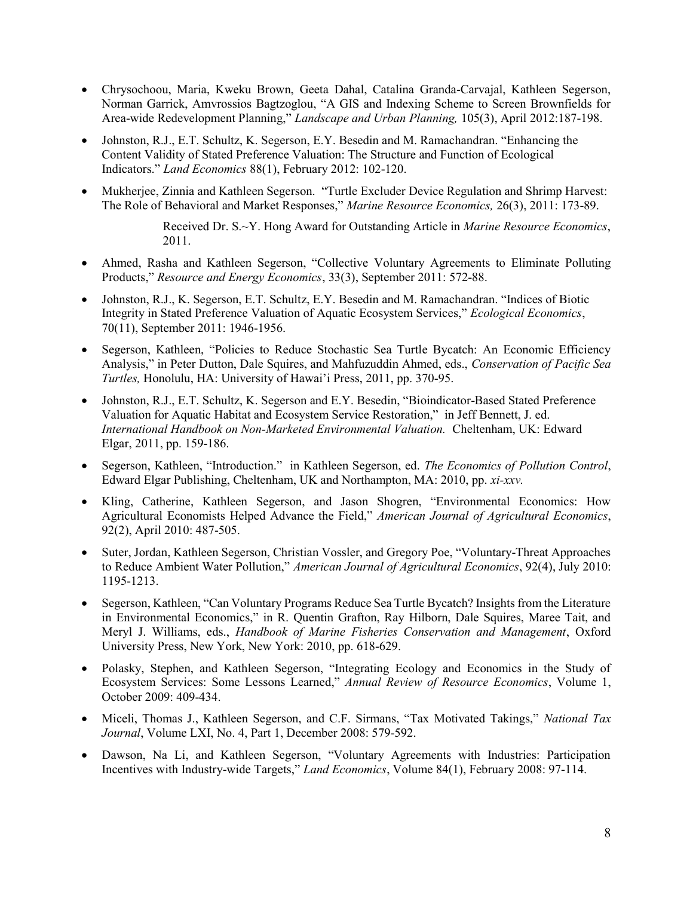- Chrysochoou, Maria, Kweku Brown, Geeta Dahal, Catalina Granda-Carvajal, Kathleen Segerson, Norman Garrick, Amvrossios Bagtzoglou, "A GIS and Indexing Scheme to Screen Brownfields for Area-wide Redevelopment Planning," *Landscape and Urban Planning,* 105(3), April 2012:187-198.

- Johnston, R.J., E.T. Schultz, K. Segerson, E.Y. Besedin and M. Ramachandran. "Enhancing the Content Validity of Stated Preference Valuation: The Structure and Function of Ecological Indicators." *Land Economics* 88(1), February 2012: 102-120.

- Mukherjee, Zinnia and Kathleen Segerson. "Turtle Excluder Device Regulation and Shrimp Harvest: The Role of Behavioral and Market Responses," *Marine Resource Economics,* 26(3), 2011: 173-89.

  Received Dr. S.~Y. Hong Award for Outstanding Article in *Marine Resource Economics*, 2011.

- Ahmed, Rasha and Kathleen Segerson, "Collective Voluntary Agreements to Eliminate Polluting Products," *Resource and Energy Economics*, 33(3), September 2011: 572-88.

- Johnston, R.J., K. Segerson, E.T. Schultz, E.Y. Besedin and M. Ramachandran. "Indices of Biotic Integrity in Stated Preference Valuation of Aquatic Ecosystem Services," *Ecological Economics*, 70(11), September 2011: 1946-1956.

- Segerson, Kathleen, "Policies to Reduce Stochastic Sea Turtle Bycatch: An Economic Efficiency Analysis," in Peter Dutton, Dale Squires, and Mahfuzuddin Ahmed, eds., *Conservation of Pacific Sea Turtles,* Honolulu, HA: University of Hawai'i Press, 2011, pp. 370-95.

- Johnston, R.J., E.T. Schultz, K. Segerson and E.Y. Besedin, "Bioindicator-Based Stated Preference Valuation for Aquatic Habitat and Ecosystem Service Restoration," in Jeff Bennett, J. ed. *International Handbook on Non-Marketed Environmental Valuation.* Cheltenham, UK: Edward Elgar, 2011, pp. 159-186.

- Segerson, Kathleen, "Introduction." in Kathleen Segerson, ed. *The Economics of Pollution Control*, Edward Elgar Publishing, Cheltenham, UK and Northampton, MA: 2010, pp. *xi-xxv.*

- Kling, Catherine, Kathleen Segerson, and Jason Shogren, "Environmental Economics: How Agricultural Economists Helped Advance the Field," *American Journal of Agricultural Economics*, 92(2), April 2010: 487-505.

- Suter, Jordan, Kathleen Segerson, Christian Vossler, and Gregory Poe, "Voluntary-Threat Approaches to Reduce Ambient Water Pollution," *American Journal of Agricultural Economics*, 92(4), July 2010: 1195-1213.

- Segerson, Kathleen, "Can Voluntary Programs Reduce Sea Turtle Bycatch? Insights from the Literature in Environmental Economics," in R. Quentin Grafton, Ray Hilborn, Dale Squires, Maree Tait, and Meryl J. Williams, eds., *Handbook of Marine Fisheries Conservation and Management*, Oxford University Press, New York, New York: 2010, pp. 618-629.

- Polasky, Stephen, and Kathleen Segerson, "Integrating Ecology and Economics in the Study of Ecosystem Services: Some Lessons Learned," *Annual Review of Resource Economics*, Volume 1, October 2009: 409-434.

- Miceli, Thomas J., Kathleen Segerson, and C.F. Sirmans, "Tax Motivated Takings," *National Tax Journal*, Volume LXI, No. 4, Part 1, December 2008: 579-592.

- Dawson, Na Li, and Kathleen Segerson, "Voluntary Agreements with Industries: Participation Incentives with Industry-wide Targets," *Land Economics*, Volume 84(1), February 2008: 97-114.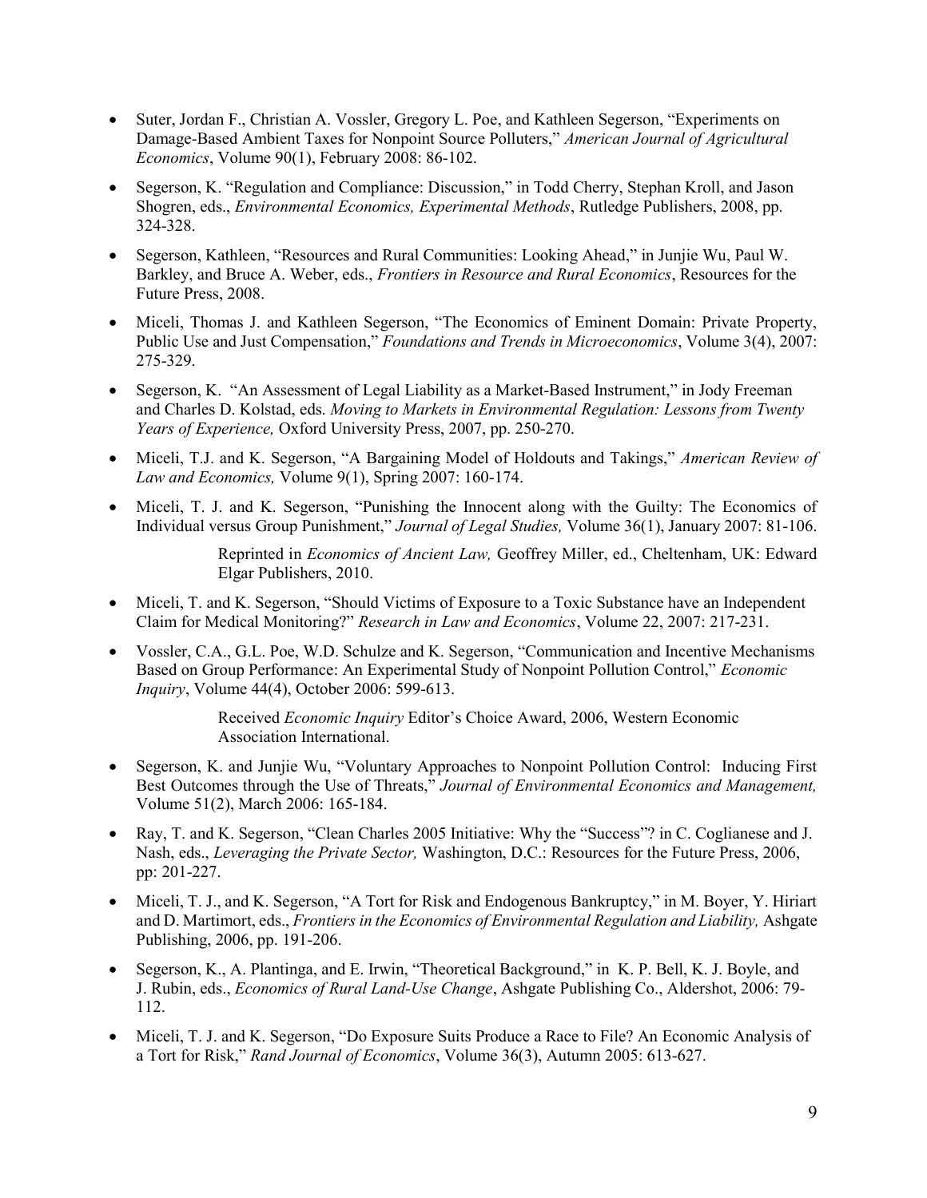- Suter, Jordan F., Christian A. Vossler, Gregory L. Poe, and Kathleen Segerson, "Experiments on Damage-Based Ambient Taxes for Nonpoint Source Polluters," *American Journal of Agricultural Economics*, Volume 90(1), February 2008: 86-102.

- Segerson, K. "Regulation and Compliance: Discussion," in Todd Cherry, Stephan Kroll, and Jason Shogren, eds., *Environmental Economics, Experimental Methods*, Rutledge Publishers, 2008, pp. 324-328.

- Segerson, Kathleen, "Resources and Rural Communities: Looking Ahead," in Junjie Wu, Paul W. Barkley, and Bruce A. Weber, eds., *Frontiers in Resource and Rural Economics*, Resources for the Future Press, 2008.

- Miceli, Thomas J. and Kathleen Segerson, "The Economics of Eminent Domain: Private Property, Public Use and Just Compensation," *Foundations and Trends in Microeconomics*, Volume 3(4), 2007: 275-329.

- Segerson, K. "An Assessment of Legal Liability as a Market-Based Instrument," in Jody Freeman and Charles D. Kolstad, eds. *Moving to Markets in Environmental Regulation: Lessons from Twenty Years of Experience,* Oxford University Press, 2007, pp. 250-270.

- Miceli, T.J. and K. Segerson, "A Bargaining Model of Holdouts and Takings," *American Review of Law and Economics,* Volume 9(1), Spring 2007: 160-174.

- Miceli, T. J. and K. Segerson, "Punishing the Innocent along with the Guilty: The Economics of Individual versus Group Punishment," *Journal of Legal Studies,* Volume 36(1), January 2007: 81-106.

  Reprinted in *Economics of Ancient Law,* Geoffrey Miller, ed., Cheltenham, UK: Edward Elgar Publishers, 2010.

- Miceli, T. and K. Segerson, "Should Victims of Exposure to a Toxic Substance have an Independent Claim for Medical Monitoring?" *Research in Law and Economics*, Volume 22, 2007: 217-231.

- Vossler, C.A., G.L. Poe, W.D. Schulze and K. Segerson, "Communication and Incentive Mechanisms Based on Group Performance: An Experimental Study of Nonpoint Pollution Control," *Economic Inquiry*, Volume 44(4), October 2006: 599-613.

  Received *Economic Inquiry* Editor's Choice Award, 2006, Western Economic Association International.

- Segerson, K. and Junjie Wu, "Voluntary Approaches to Nonpoint Pollution Control: Inducing First Best Outcomes through the Use of Threats," *Journal of Environmental Economics and Management,* Volume 51(2), March 2006: 165-184.

- Ray, T. and K. Segerson, "Clean Charles 2005 Initiative: Why the "Success"? in C. Coglianese and J. Nash, eds., *Leveraging the Private Sector,* Washington, D.C.: Resources for the Future Press, 2006, pp: 201-227.

- Miceli, T. J., and K. Segerson, "A Tort for Risk and Endogenous Bankruptcy," in M. Boyer, Y. Hiriart and D. Martimort, eds., *Frontiers in the Economics of Environmental Regulation and Liability,* Ashgate Publishing, 2006, pp. 191-206.

- Segerson, K., A. Plantinga, and E. Irwin, "Theoretical Background," in K. P. Bell, K. J. Boyle, and J. Rubin, eds., *Economics of Rural Land-Use Change*, Ashgate Publishing Co., Aldershot, 2006: 79-112.

- Miceli, T. J. and K. Segerson, "Do Exposure Suits Produce a Race to File? An Economic Analysis of a Tort for Risk," *Rand Journal of Economics*, Volume 36(3), Autumn 2005: 613-627.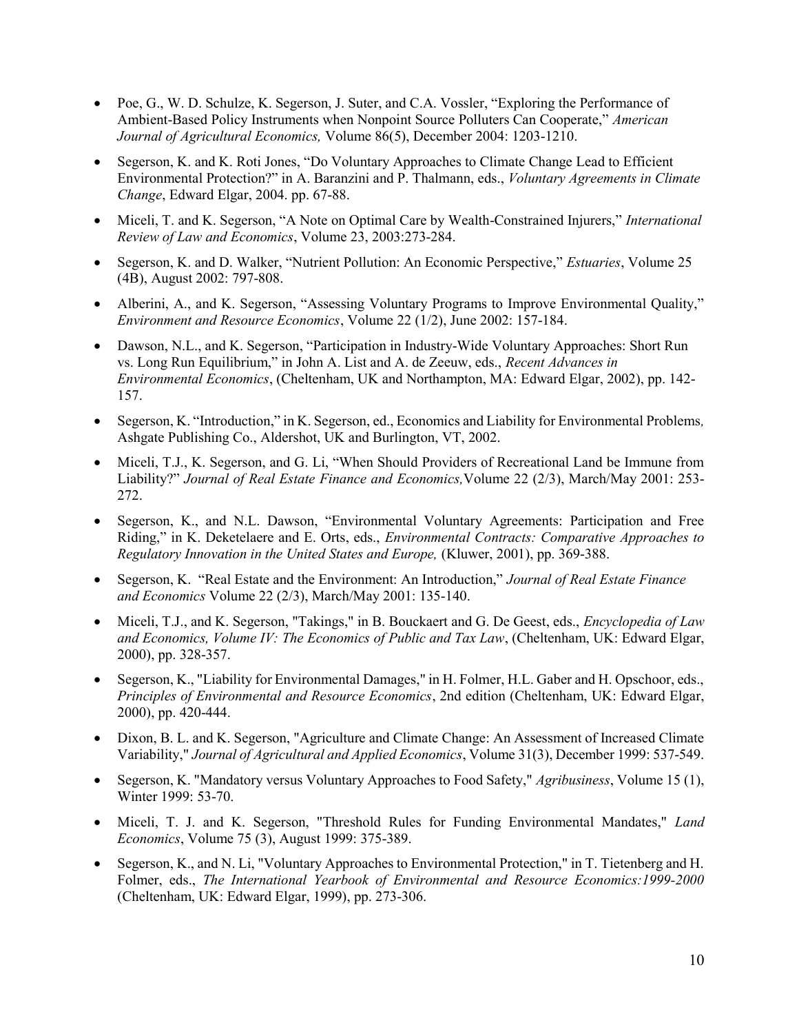- Poe, G., W. D. Schulze, K. Segerson, J. Suter, and C.A. Vossler, "Exploring the Performance of Ambient-Based Policy Instruments when Nonpoint Source Polluters Can Cooperate," *American Journal of Agricultural Economics,* Volume 86(5), December 2004: 1203-1210.

- Segerson, K. and K. Roti Jones, "Do Voluntary Approaches to Climate Change Lead to Efficient Environmental Protection?" in A. Baranzini and P. Thalmann, eds., *Voluntary Agreements in Climate Change*, Edward Elgar, 2004. pp. 67-88.

- Miceli, T. and K. Segerson, "A Note on Optimal Care by Wealth-Constrained Injurers," *International Review of Law and Economics*, Volume 23, 2003:273-284.

- Segerson, K. and D. Walker, "Nutrient Pollution: An Economic Perspective," *Estuaries*, Volume 25 (4B), August 2002: 797-808.

- Alberini, A., and K. Segerson, "Assessing Voluntary Programs to Improve Environmental Quality," *Environment and Resource Economics*, Volume 22 (1/2), June 2002: 157-184.

- Dawson, N.L., and K. Segerson, "Participation in Industry-Wide Voluntary Approaches: Short Run vs. Long Run Equilibrium," in John A. List and A. de Zeeuw, eds., *Recent Advances in Environmental Economics*, (Cheltenham, UK and Northampton, MA: Edward Elgar, 2002), pp. 142-157.

- Segerson, K. "Introduction," in K. Segerson, ed., Economics and Liability for Environmental Problems*,* Ashgate Publishing Co., Aldershot, UK and Burlington, VT, 2002.

- Miceli, T.J., K. Segerson, and G. Li, "When Should Providers of Recreational Land be Immune from Liability?" *Journal of Real Estate Finance and Economics,*Volume 22 (2/3), March/May 2001: 253-272.

- Segerson, K., and N.L. Dawson, "Environmental Voluntary Agreements: Participation and Free Riding," in K. Deketelaere and E. Orts, eds., *Environmental Contracts: Comparative Approaches to Regulatory Innovation in the United States and Europe,* (Kluwer, 2001), pp. 369-388.

- Segerson, K. "Real Estate and the Environment: An Introduction," *Journal of Real Estate Finance and Economics* Volume 22 (2/3), March/May 2001: 135-140.

- Miceli, T.J., and K. Segerson, "Takings," in B. Bouckaert and G. De Geest, eds., *Encyclopedia of Law and Economics, Volume IV: The Economics of Public and Tax Law*, (Cheltenham, UK: Edward Elgar, 2000), pp. 328-357.

- Segerson, K., "Liability for Environmental Damages," in H. Folmer, H.L. Gaber and H. Opschoor, eds., *Principles of Environmental and Resource Economics*, 2nd edition (Cheltenham, UK: Edward Elgar, 2000), pp. 420-444.

- Dixon, B. L. and K. Segerson, "Agriculture and Climate Change: An Assessment of Increased Climate Variability," *Journal of Agricultural and Applied Economics*, Volume 31(3), December 1999: 537-549.

- Segerson, K. "Mandatory versus Voluntary Approaches to Food Safety," *Agribusiness*, Volume 15 (1), Winter 1999: 53-70.

- Miceli, T. J. and K. Segerson, "Threshold Rules for Funding Environmental Mandates," *Land Economics*, Volume 75 (3), August 1999: 375-389.

- Segerson, K., and N. Li, "Voluntary Approaches to Environmental Protection," in T. Tietenberg and H. Folmer, eds., *The International Yearbook of Environmental and Resource Economics:1999-2000* (Cheltenham, UK: Edward Elgar, 1999), pp. 273-306.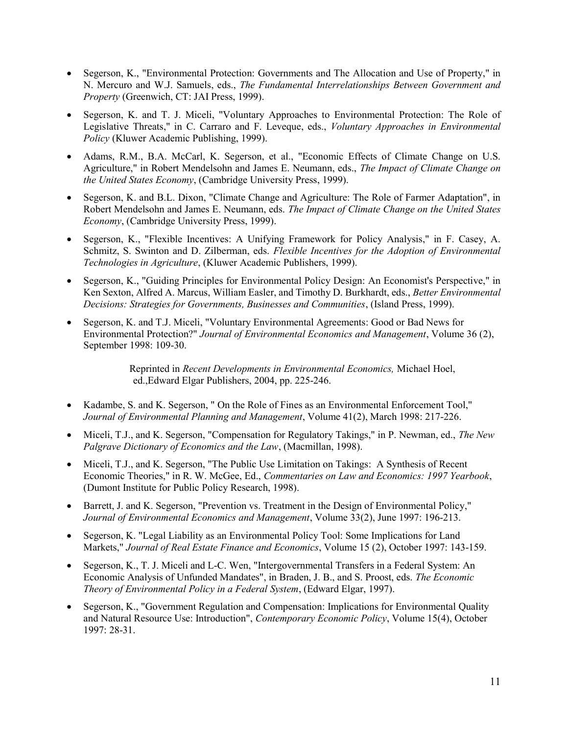- Segerson, K., "Environmental Protection: Governments and The Allocation and Use of Property," in N. Mercuro and W.J. Samuels, eds., *The Fundamental Interrelationships Between Government and Property* (Greenwich, CT: JAI Press, 1999).
- Segerson, K. and T. J. Miceli, "Voluntary Approaches to Environmental Protection: The Role of Legislative Threats," in C. Carraro and F. Leveque, eds., *Voluntary Approaches in Environmental Policy* (Kluwer Academic Publishing, 1999).
- Adams, R.M., B.A. McCarl, K. Segerson, et al., "Economic Effects of Climate Change on U.S. Agriculture," in Robert Mendelsohn and James E. Neumann, eds., *The Impact of Climate Change on the United States Economy*, (Cambridge University Press, 1999).
- Segerson, K. and B.L. Dixon, "Climate Change and Agriculture: The Role of Farmer Adaptation", in Robert Mendelsohn and James E. Neumann, eds. *The Impact of Climate Change on the United States Economy*, (Cambridge University Press, 1999).
- Segerson, K., "Flexible Incentives: A Unifying Framework for Policy Analysis," in F. Casey, A. Schmitz, S. Swinton and D. Zilberman, eds. *Flexible Incentives for the Adoption of Environmental Technologies in Agriculture*, (Kluwer Academic Publishers, 1999).
- Segerson, K., "Guiding Principles for Environmental Policy Design: An Economist's Perspective," in Ken Sexton, Alfred A. Marcus, William Easler, and Timothy D. Burkhardt, eds., *Better Environmental Decisions: Strategies for Governments, Businesses and Communities*, (Island Press, 1999).
- Segerson, K. and T.J. Miceli, "Voluntary Environmental Agreements: Good or Bad News for Environmental Protection?" *Journal of Environmental Economics and Management*, Volume 36 (2), September 1998: 109-30.

  Reprinted in *Recent Developments in Environmental Economics,* Michael Hoel, ed.,Edward Elgar Publishers, 2004, pp. 225-246.

- Kadambe, S. and K. Segerson, " On the Role of Fines as an Environmental Enforcement Tool," *Journal of Environmental Planning and Management*, Volume 41(2), March 1998: 217-226.
- Miceli, T.J., and K. Segerson, "Compensation for Regulatory Takings," in P. Newman, ed., *The New Palgrave Dictionary of Economics and the Law*, (Macmillan, 1998).
- Miceli, T.J., and K. Segerson, "The Public Use Limitation on Takings: A Synthesis of Recent Economic Theories," in R. W. McGee, Ed., *Commentaries on Law and Economics: 1997 Yearbook*, (Dumont Institute for Public Policy Research, 1998).
- Barrett, J. and K. Segerson, "Prevention vs. Treatment in the Design of Environmental Policy," *Journal of Environmental Economics and Management*, Volume 33(2), June 1997: 196-213.
- Segerson, K. "Legal Liability as an Environmental Policy Tool: Some Implications for Land Markets," *Journal of Real Estate Finance and Economics*, Volume 15 (2), October 1997: 143-159.
- Segerson, K., T. J. Miceli and L-C. Wen, "Intergovernmental Transfers in a Federal System: An Economic Analysis of Unfunded Mandates", in Braden, J. B., and S. Proost, eds. *The Economic Theory of Environmental Policy in a Federal System*, (Edward Elgar, 1997).
- Segerson, K., "Government Regulation and Compensation: Implications for Environmental Quality and Natural Resource Use: Introduction", *Contemporary Economic Policy*, Volume 15(4), October 1997: 28-31.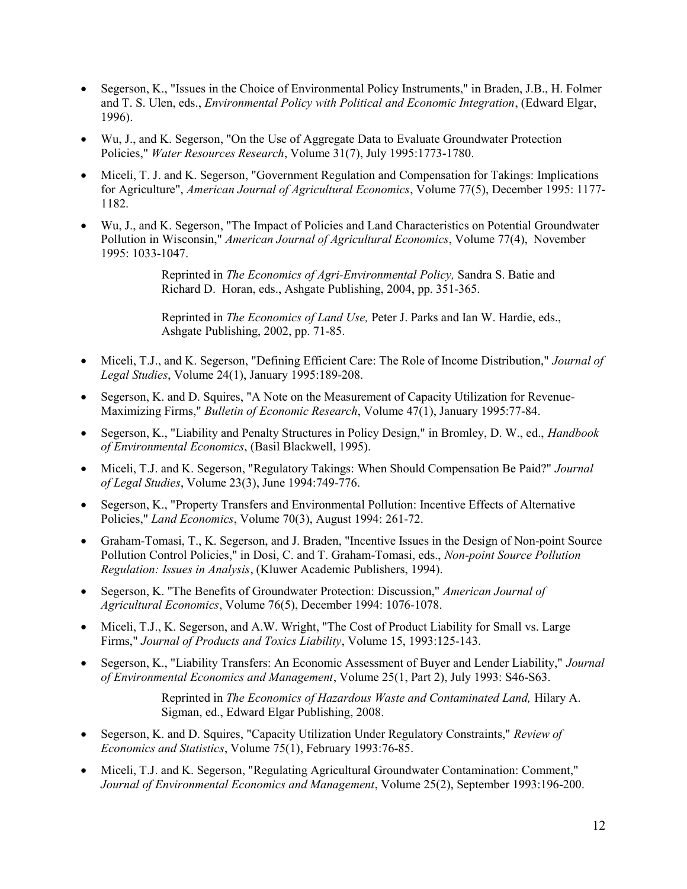- Segerson, K., "Issues in the Choice of Environmental Policy Instruments," in Braden, J.B., H. Folmer and T. S. Ulen, eds., *Environmental Policy with Political and Economic Integration*, (Edward Elgar, 1996).

- Wu, J., and K. Segerson, "On the Use of Aggregate Data to Evaluate Groundwater Protection Policies," *Water Resources Research*, Volume 31(7), July 1995:1773-1780.

- Miceli, T. J. and K. Segerson, "Government Regulation and Compensation for Takings: Implications for Agriculture", *American Journal of Agricultural Economics*, Volume 77(5), December 1995: 1177-1182.

- Wu, J., and K. Segerson, "The Impact of Policies and Land Characteristics on Potential Groundwater Pollution in Wisconsin," *American Journal of Agricultural Economics*, Volume 77(4), November 1995: 1033-1047.

  Reprinted in *The Economics of Agri-Environmental Policy,* Sandra S. Batie and Richard D. Horan, eds., Ashgate Publishing, 2004, pp. 351-365.

  Reprinted in *The Economics of Land Use,* Peter J. Parks and Ian W. Hardie, eds., Ashgate Publishing, 2002, pp. 71-85.

- Miceli, T.J., and K. Segerson, "Defining Efficient Care: The Role of Income Distribution," *Journal of Legal Studies*, Volume 24(1), January 1995:189-208.

- Segerson, K. and D. Squires, "A Note on the Measurement of Capacity Utilization for Revenue-Maximizing Firms," *Bulletin of Economic Research*, Volume 47(1), January 1995:77-84.

- Segerson, K., "Liability and Penalty Structures in Policy Design," in Bromley, D. W., ed., *Handbook of Environmental Economics*, (Basil Blackwell, 1995).

- Miceli, T.J. and K. Segerson, "Regulatory Takings: When Should Compensation Be Paid?" *Journal of Legal Studies*, Volume 23(3), June 1994:749-776.

- Segerson, K., "Property Transfers and Environmental Pollution: Incentive Effects of Alternative Policies," *Land Economics*, Volume 70(3), August 1994: 261-72.

- Graham-Tomasi, T., K. Segerson, and J. Braden, "Incentive Issues in the Design of Non-point Source Pollution Control Policies," in Dosi, C. and T. Graham-Tomasi, eds., *Non-point Source Pollution Regulation: Issues in Analysis*, (Kluwer Academic Publishers, 1994).

- Segerson, K. "The Benefits of Groundwater Protection: Discussion," *American Journal of Agricultural Economics*, Volume 76(5), December 1994: 1076-1078.

- Miceli, T.J., K. Segerson, and A.W. Wright, "The Cost of Product Liability for Small vs. Large Firms," *Journal of Products and Toxics Liability*, Volume 15, 1993:125-143.

- Segerson, K., "Liability Transfers: An Economic Assessment of Buyer and Lender Liability," *Journal of Environmental Economics and Management*, Volume 25(1, Part 2), July 1993: S46-S63.

  Reprinted in *The Economics of Hazardous Waste and Contaminated Land,* Hilary A. Sigman, ed., Edward Elgar Publishing, 2008.

- Segerson, K. and D. Squires, "Capacity Utilization Under Regulatory Constraints," *Review of Economics and Statistics*, Volume 75(1), February 1993:76-85.

- Miceli, T.J. and K. Segerson, "Regulating Agricultural Groundwater Contamination: Comment," *Journal of Environmental Economics and Management*, Volume 25(2), September 1993:196-200.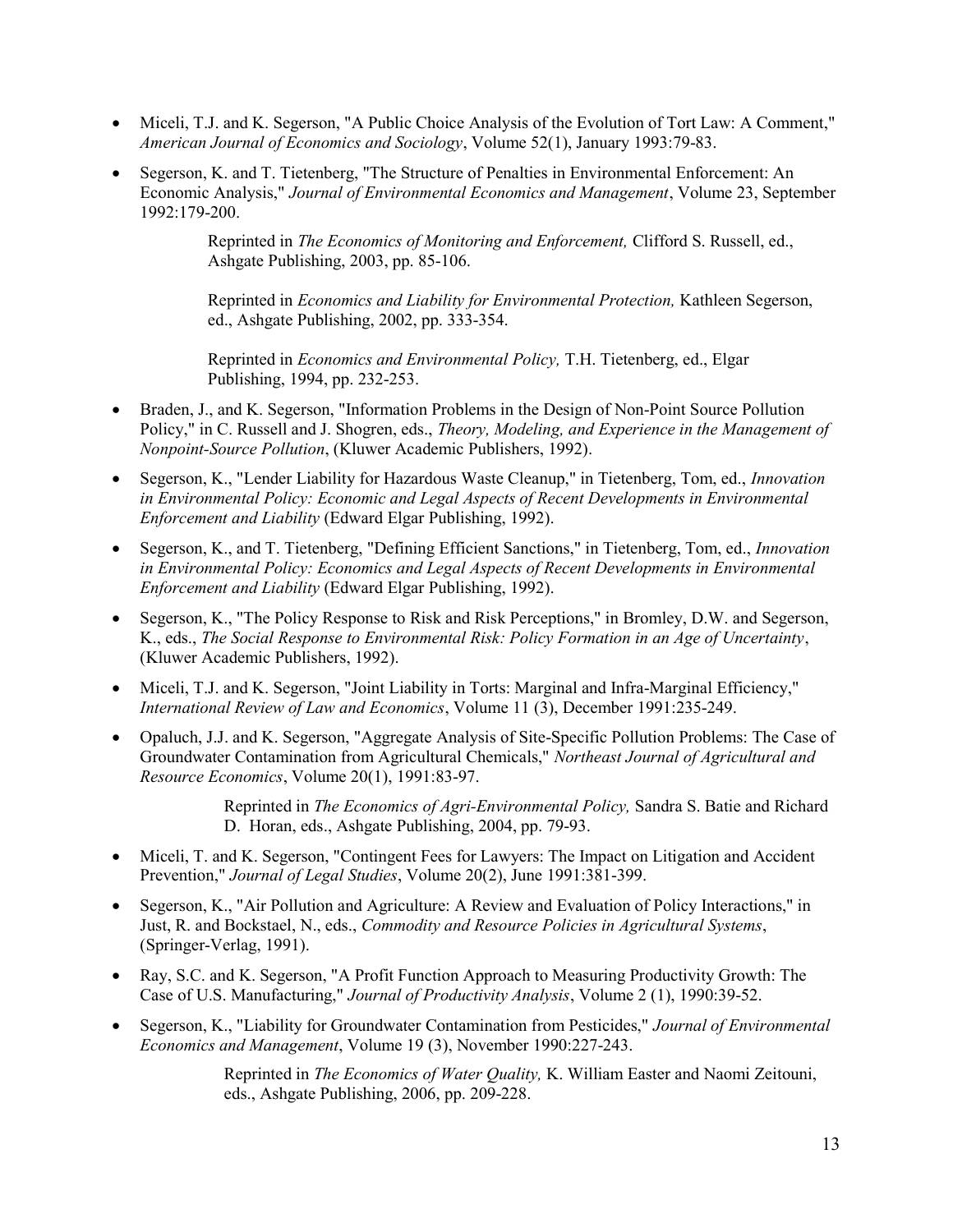- Miceli, T.J. and K. Segerson, "A Public Choice Analysis of the Evolution of Tort Law: A Comment," *American Journal of Economics and Sociology*, Volume 52(1), January 1993:79-83.

- Segerson, K. and T. Tietenberg, "The Structure of Penalties in Environmental Enforcement: An Economic Analysis," *Journal of Environmental Economics and Management*, Volume 23, September 1992:179-200.

  Reprinted in *The Economics of Monitoring and Enforcement,* Clifford S. Russell, ed., Ashgate Publishing, 2003, pp. 85-106.

  Reprinted in *Economics and Liability for Environmental Protection,* Kathleen Segerson, ed., Ashgate Publishing, 2002, pp. 333-354.

  Reprinted in *Economics and Environmental Policy,* T.H. Tietenberg, ed., Elgar Publishing, 1994, pp. 232-253.

- Braden, J., and K. Segerson, "Information Problems in the Design of Non-Point Source Pollution Policy," in C. Russell and J. Shogren, eds., *Theory, Modeling, and Experience in the Management of Nonpoint-Source Pollution*, (Kluwer Academic Publishers, 1992).

- Segerson, K., "Lender Liability for Hazardous Waste Cleanup," in Tietenberg, Tom, ed., *Innovation in Environmental Policy: Economic and Legal Aspects of Recent Developments in Environmental Enforcement and Liability* (Edward Elgar Publishing, 1992).

- Segerson, K., and T. Tietenberg, "Defining Efficient Sanctions," in Tietenberg, Tom, ed., *Innovation in Environmental Policy: Economics and Legal Aspects of Recent Developments in Environmental Enforcement and Liability* (Edward Elgar Publishing, 1992).

- Segerson, K., "The Policy Response to Risk and Risk Perceptions," in Bromley, D.W. and Segerson, K., eds., *The Social Response to Environmental Risk: Policy Formation in an Age of Uncertainty*, (Kluwer Academic Publishers, 1992).

- Miceli, T.J. and K. Segerson, "Joint Liability in Torts: Marginal and Infra-Marginal Efficiency," *International Review of Law and Economics*, Volume 11 (3), December 1991:235-249.

- Opaluch, J.J. and K. Segerson, "Aggregate Analysis of Site-Specific Pollution Problems: The Case of Groundwater Contamination from Agricultural Chemicals," *Northeast Journal of Agricultural and Resource Economics*, Volume 20(1), 1991:83-97.

  Reprinted in *The Economics of Agri-Environmental Policy,* Sandra S. Batie and Richard D. Horan, eds., Ashgate Publishing, 2004, pp. 79-93.

- Miceli, T. and K. Segerson, "Contingent Fees for Lawyers: The Impact on Litigation and Accident Prevention," *Journal of Legal Studies*, Volume 20(2), June 1991:381-399.

- Segerson, K., "Air Pollution and Agriculture: A Review and Evaluation of Policy Interactions," in Just, R. and Bockstael, N., eds., *Commodity and Resource Policies in Agricultural Systems*, (Springer-Verlag, 1991).

- Ray, S.C. and K. Segerson, "A Profit Function Approach to Measuring Productivity Growth: The Case of U.S. Manufacturing," *Journal of Productivity Analysis*, Volume 2 (1), 1990:39-52.

- Segerson, K., "Liability for Groundwater Contamination from Pesticides," *Journal of Environmental Economics and Management*, Volume 19 (3), November 1990:227-243.

  Reprinted in *The Economics of Water Quality,* K. William Easter and Naomi Zeitouni, eds., Ashgate Publishing, 2006, pp. 209-228.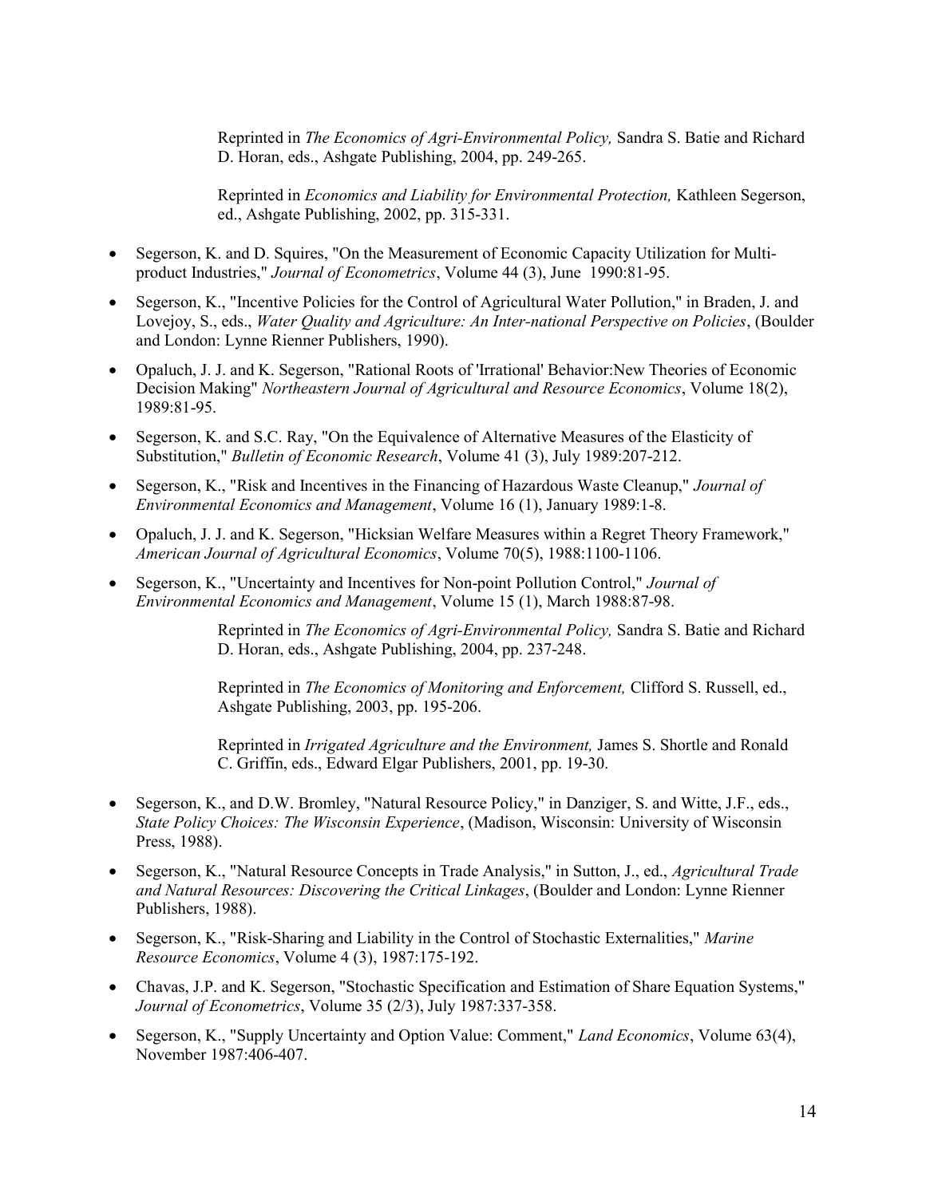Reprinted in *The Economics of Agri-Environmental Policy,* Sandra S. Batie and Richard D. Horan, eds., Ashgate Publishing, 2004, pp. 249-265.

Reprinted in *Economics and Liability for Environmental Protection,* Kathleen Segerson, ed., Ashgate Publishing, 2002, pp. 315-331.

- Segerson, K. and D. Squires, "On the Measurement of Economic Capacity Utilization for Multi-product Industries," *Journal of Econometrics*, Volume 44 (3), June 1990:81-95.
- Segerson, K., "Incentive Policies for the Control of Agricultural Water Pollution," in Braden, J. and Lovejoy, S., eds., *Water Quality and Agriculture: An Inter-national Perspective on Policies*, (Boulder and London: Lynne Rienner Publishers, 1990).
- Opaluch, J. J. and K. Segerson, "Rational Roots of 'Irrational' Behavior:New Theories of Economic Decision Making" *Northeastern Journal of Agricultural and Resource Economics*, Volume 18(2), 1989:81-95.
- Segerson, K. and S.C. Ray, "On the Equivalence of Alternative Measures of the Elasticity of Substitution," *Bulletin of Economic Research*, Volume 41 (3), July 1989:207-212.
- Segerson, K., "Risk and Incentives in the Financing of Hazardous Waste Cleanup," *Journal of Environmental Economics and Management*, Volume 16 (1), January 1989:1-8.
- Opaluch, J. J. and K. Segerson, "Hicksian Welfare Measures within a Regret Theory Framework," *American Journal of Agricultural Economics*, Volume 70(5), 1988:1100-1106.
- Segerson, K., "Uncertainty and Incentives for Non-point Pollution Control," *Journal of Environmental Economics and Management*, Volume 15 (1), March 1988:87-98.

  Reprinted in *The Economics of Agri-Environmental Policy,* Sandra S. Batie and Richard D. Horan, eds., Ashgate Publishing, 2004, pp. 237-248.

  Reprinted in *The Economics of Monitoring and Enforcement,* Clifford S. Russell, ed., Ashgate Publishing, 2003, pp. 195-206.

  Reprinted in *Irrigated Agriculture and the Environment,* James S. Shortle and Ronald C. Griffin, eds., Edward Elgar Publishers, 2001, pp. 19-30.

- Segerson, K., and D.W. Bromley, "Natural Resource Policy," in Danziger, S. and Witte, J.F., eds., *State Policy Choices: The Wisconsin Experience*, (Madison, Wisconsin: University of Wisconsin Press, 1988).
- Segerson, K., "Natural Resource Concepts in Trade Analysis," in Sutton, J., ed., *Agricultural Trade and Natural Resources: Discovering the Critical Linkages*, (Boulder and London: Lynne Rienner Publishers, 1988).
- Segerson, K., "Risk-Sharing and Liability in the Control of Stochastic Externalities," *Marine Resource Economics*, Volume 4 (3), 1987:175-192.
- Chavas, J.P. and K. Segerson, "Stochastic Specification and Estimation of Share Equation Systems," *Journal of Econometrics*, Volume 35 (2/3), July 1987:337-358.
- Segerson, K., "Supply Uncertainty and Option Value: Comment," *Land Economics*, Volume 63(4), November 1987:406-407.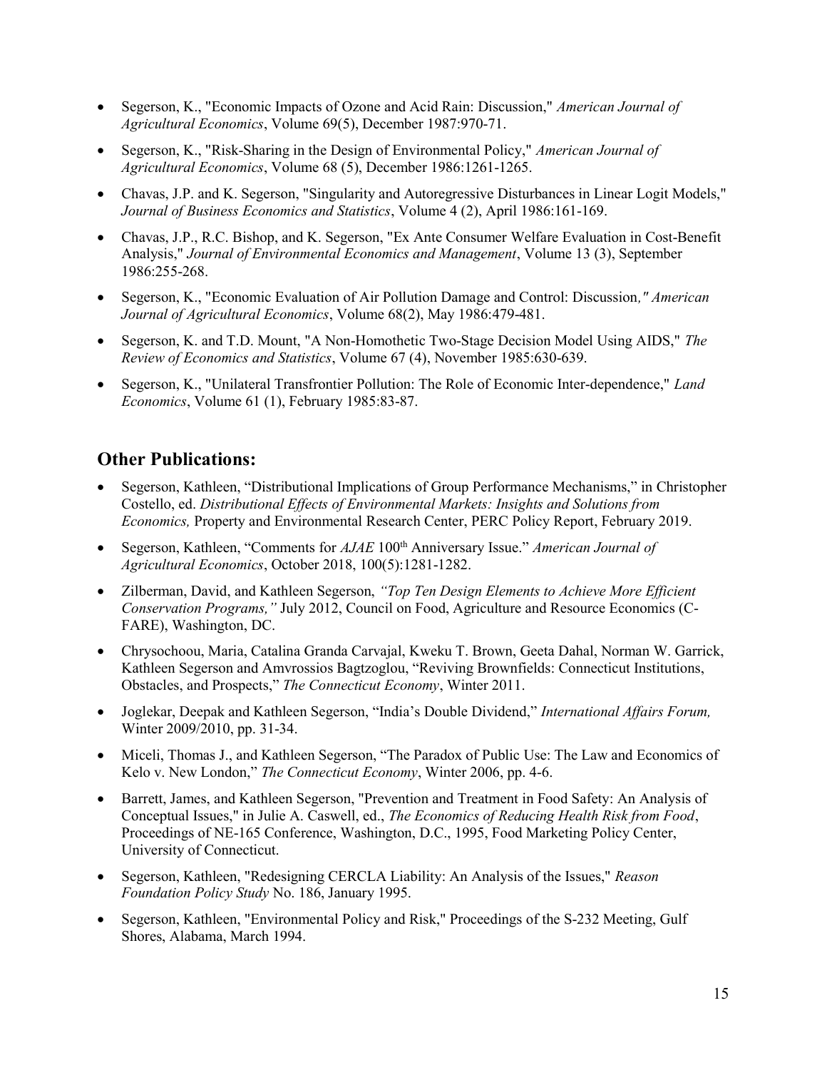- Segerson, K., "Economic Impacts of Ozone and Acid Rain: Discussion," *American Journal of Agricultural Economics*, Volume 69(5), December 1987:970-71.

- Segerson, K., "Risk-Sharing in the Design of Environmental Policy," *American Journal of Agricultural Economics*, Volume 68 (5), December 1986:1261-1265.

- Chavas, J.P. and K. Segerson, "Singularity and Autoregressive Disturbances in Linear Logit Models," *Journal of Business Economics and Statistics*, Volume 4 (2), April 1986:161-169.

- Chavas, J.P., R.C. Bishop, and K. Segerson, "Ex Ante Consumer Welfare Evaluation in Cost-Benefit Analysis," *Journal of Environmental Economics and Management*, Volume 13 (3), September 1986:255-268.

- Segerson, K., "Economic Evaluation of Air Pollution Damage and Control: Discussion," *American Journal of Agricultural Economics*, Volume 68(2), May 1986:479-481.

- Segerson, K. and T.D. Mount, "A Non-Homothetic Two-Stage Decision Model Using AIDS," *The Review of Economics and Statistics*, Volume 67 (4), November 1985:630-639.

- Segerson, K., "Unilateral Transfrontier Pollution: The Role of Economic Inter-dependence," *Land Economics*, Volume 61 (1), February 1985:83-87.

## Other Publications:

- Segerson, Kathleen, "Distributional Implications of Group Performance Mechanisms," in Christopher Costello, ed. *Distributional Effects of Environmental Markets: Insights and Solutions from Economics,* Property and Environmental Research Center, PERC Policy Report, February 2019.

- Segerson, Kathleen, "Comments for *AJAE* 100th Anniversary Issue." *American Journal of Agricultural Economics*, October 2018, 100(5):1281-1282.

- Zilberman, David, and Kathleen Segerson, *"Top Ten Design Elements to Achieve More Efficient Conservation Programs,"* July 2012, Council on Food, Agriculture and Resource Economics (C-FARE), Washington, DC.

- Chrysochoou, Maria, Catalina Granda Carvajal, Kweku T. Brown, Geeta Dahal, Norman W. Garrick, Kathleen Segerson and Amvrossios Bagtzoglou, "Reviving Brownfields: Connecticut Institutions, Obstacles, and Prospects," *The Connecticut Economy*, Winter 2011.

- Joglekar, Deepak and Kathleen Segerson, "India's Double Dividend," *International Affairs Forum,* Winter 2009/2010, pp. 31-34.

- Miceli, Thomas J., and Kathleen Segerson, "The Paradox of Public Use: The Law and Economics of Kelo v. New London," *The Connecticut Economy*, Winter 2006, pp. 4-6.

- Barrett, James, and Kathleen Segerson, "Prevention and Treatment in Food Safety: An Analysis of Conceptual Issues," in Julie A. Caswell, ed., *The Economics of Reducing Health Risk from Food*, Proceedings of NE-165 Conference, Washington, D.C., 1995, Food Marketing Policy Center, University of Connecticut.

- Segerson, Kathleen, "Redesigning CERCLA Liability: An Analysis of the Issues," *Reason Foundation Policy Study* No. 186, January 1995.

- Segerson, Kathleen, "Environmental Policy and Risk," Proceedings of the S-232 Meeting, Gulf Shores, Alabama, March 1994.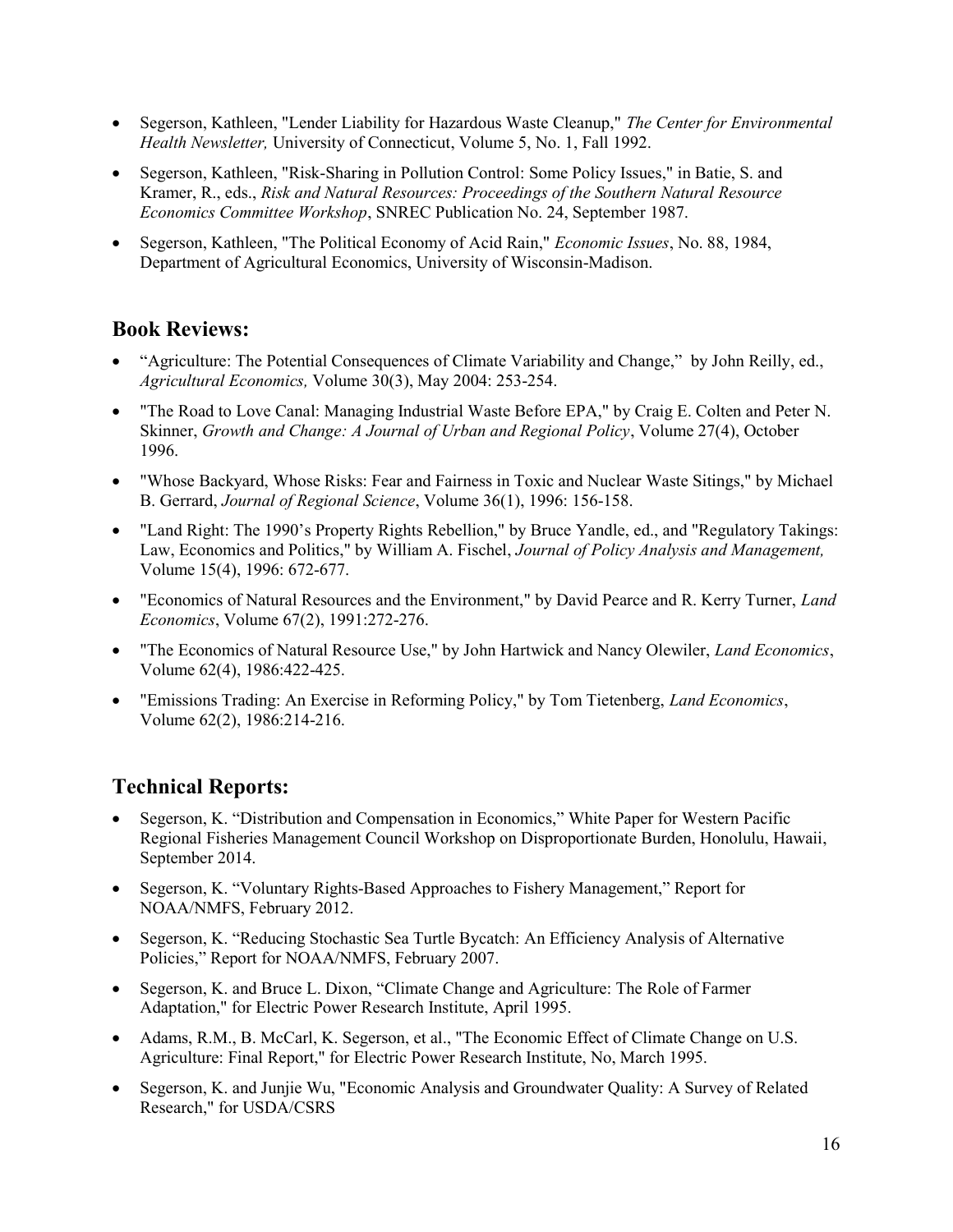- Segerson, Kathleen, "Lender Liability for Hazardous Waste Cleanup," *The Center for Environmental Health Newsletter,* University of Connecticut, Volume 5, No. 1, Fall 1992.
- Segerson, Kathleen, "Risk-Sharing in Pollution Control: Some Policy Issues," in Batie, S. and Kramer, R., eds., *Risk and Natural Resources: Proceedings of the Southern Natural Resource Economics Committee Workshop*, SNREC Publication No. 24, September 1987.
- Segerson, Kathleen, "The Political Economy of Acid Rain," *Economic Issues*, No. 88, 1984, Department of Agricultural Economics, University of Wisconsin-Madison.

## Book Reviews:

- "Agriculture: The Potential Consequences of Climate Variability and Change," by John Reilly, ed., *Agricultural Economics,* Volume 30(3), May 2004: 253-254.
- "The Road to Love Canal: Managing Industrial Waste Before EPA," by Craig E. Colten and Peter N. Skinner, *Growth and Change: A Journal of Urban and Regional Policy*, Volume 27(4), October 1996.
- "Whose Backyard, Whose Risks: Fear and Fairness in Toxic and Nuclear Waste Sitings," by Michael B. Gerrard, *Journal of Regional Science*, Volume 36(1), 1996: 156-158.
- "Land Right: The 1990's Property Rights Rebellion," by Bruce Yandle, ed., and "Regulatory Takings: Law, Economics and Politics," by William A. Fischel, *Journal of Policy Analysis and Management,* Volume 15(4), 1996: 672-677.
- "Economics of Natural Resources and the Environment," by David Pearce and R. Kerry Turner, *Land Economics*, Volume 67(2), 1991:272-276.
- "The Economics of Natural Resource Use," by John Hartwick and Nancy Olewiler, *Land Economics*, Volume 62(4), 1986:422-425.
- "Emissions Trading: An Exercise in Reforming Policy," by Tom Tietenberg, *Land Economics*, Volume 62(2), 1986:214-216.

## Technical Reports:

- Segerson, K. "Distribution and Compensation in Economics," White Paper for Western Pacific Regional Fisheries Management Council Workshop on Disproportionate Burden, Honolulu, Hawaii, September 2014.
- Segerson, K. "Voluntary Rights-Based Approaches to Fishery Management," Report for NOAA/NMFS, February 2012.
- Segerson, K. "Reducing Stochastic Sea Turtle Bycatch: An Efficiency Analysis of Alternative Policies," Report for NOAA/NMFS, February 2007.
- Segerson, K. and Bruce L. Dixon, "Climate Change and Agriculture: The Role of Farmer Adaptation," for Electric Power Research Institute, April 1995.
- Adams, R.M., B. McCarl, K. Segerson, et al., "The Economic Effect of Climate Change on U.S. Agriculture: Final Report," for Electric Power Research Institute, No, March 1995.
- Segerson, K. and Junjie Wu, "Economic Analysis and Groundwater Quality: A Survey of Related Research," for USDA/CSRS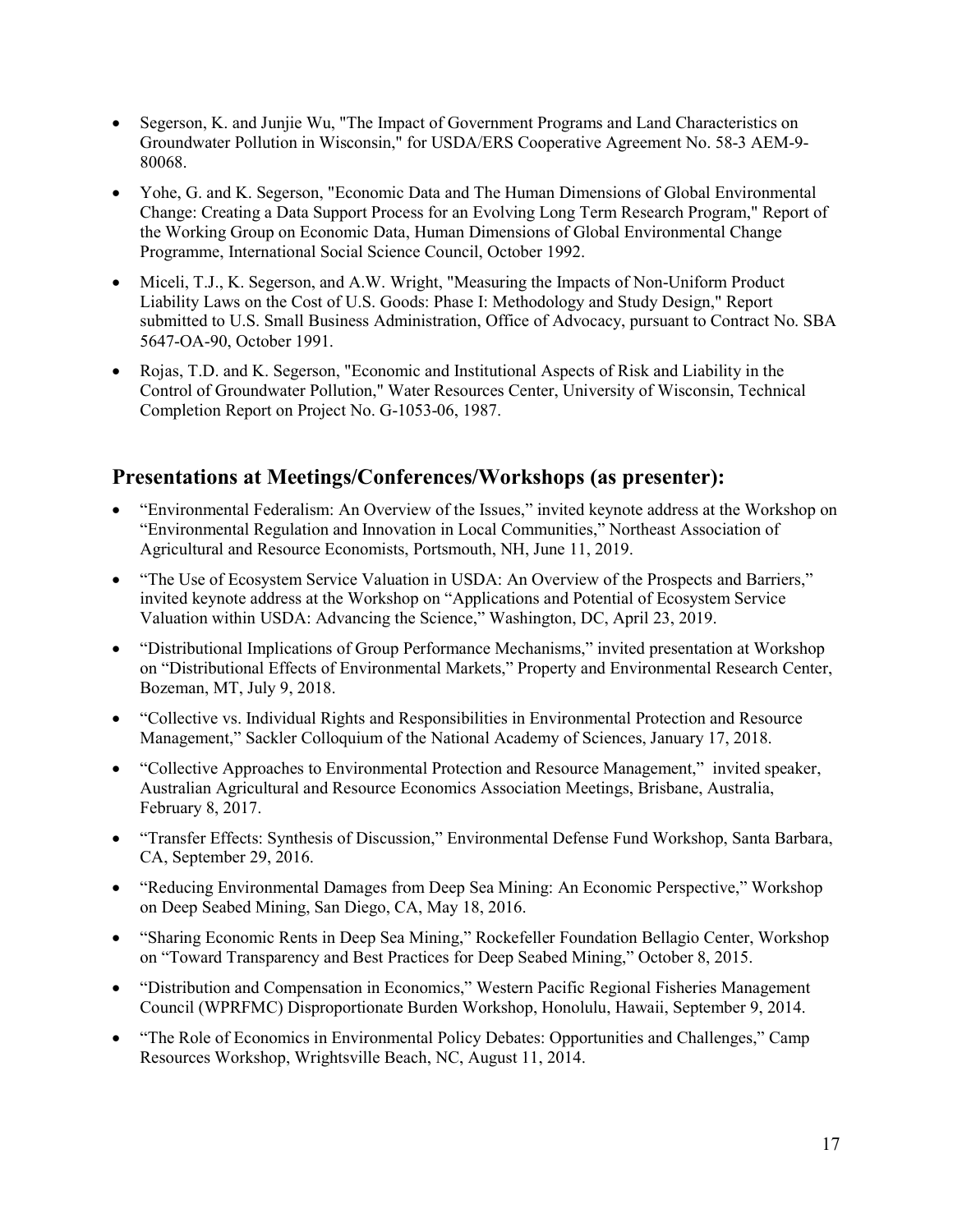- Segerson, K. and Junjie Wu, "The Impact of Government Programs and Land Characteristics on Groundwater Pollution in Wisconsin," for USDA/ERS Cooperative Agreement No. 58-3 AEM-9-80068.
- Yohe, G. and K. Segerson, "Economic Data and The Human Dimensions of Global Environmental Change: Creating a Data Support Process for an Evolving Long Term Research Program," Report of the Working Group on Economic Data, Human Dimensions of Global Environmental Change Programme, International Social Science Council, October 1992.
- Miceli, T.J., K. Segerson, and A.W. Wright, "Measuring the Impacts of Non-Uniform Product Liability Laws on the Cost of U.S. Goods: Phase I: Methodology and Study Design," Report submitted to U.S. Small Business Administration, Office of Advocacy, pursuant to Contract No. SBA 5647-OA-90, October 1991.
- Rojas, T.D. and K. Segerson, "Economic and Institutional Aspects of Risk and Liability in the Control of Groundwater Pollution," Water Resources Center, University of Wisconsin, Technical Completion Report on Project No. G-1053-06, 1987.

## Presentations at Meetings/Conferences/Workshops (as presenter):

- "Environmental Federalism: An Overview of the Issues," invited keynote address at the Workshop on "Environmental Regulation and Innovation in Local Communities," Northeast Association of Agricultural and Resource Economists, Portsmouth, NH, June 11, 2019.
- "The Use of Ecosystem Service Valuation in USDA: An Overview of the Prospects and Barriers," invited keynote address at the Workshop on "Applications and Potential of Ecosystem Service Valuation within USDA: Advancing the Science," Washington, DC, April 23, 2019.
- "Distributional Implications of Group Performance Mechanisms," invited presentation at Workshop on "Distributional Effects of Environmental Markets," Property and Environmental Research Center, Bozeman, MT, July 9, 2018.
- "Collective vs. Individual Rights and Responsibilities in Environmental Protection and Resource Management," Sackler Colloquium of the National Academy of Sciences, January 17, 2018.
- "Collective Approaches to Environmental Protection and Resource Management," invited speaker, Australian Agricultural and Resource Economics Association Meetings, Brisbane, Australia, February 8, 2017.
- "Transfer Effects: Synthesis of Discussion," Environmental Defense Fund Workshop, Santa Barbara, CA, September 29, 2016.
- "Reducing Environmental Damages from Deep Sea Mining: An Economic Perspective," Workshop on Deep Seabed Mining, San Diego, CA, May 18, 2016.
- "Sharing Economic Rents in Deep Sea Mining," Rockefeller Foundation Bellagio Center, Workshop on "Toward Transparency and Best Practices for Deep Seabed Mining," October 8, 2015.
- "Distribution and Compensation in Economics," Western Pacific Regional Fisheries Management Council (WPRFMC) Disproportionate Burden Workshop, Honolulu, Hawaii, September 9, 2014.
- "The Role of Economics in Environmental Policy Debates: Opportunities and Challenges," Camp Resources Workshop, Wrightsville Beach, NC, August 11, 2014.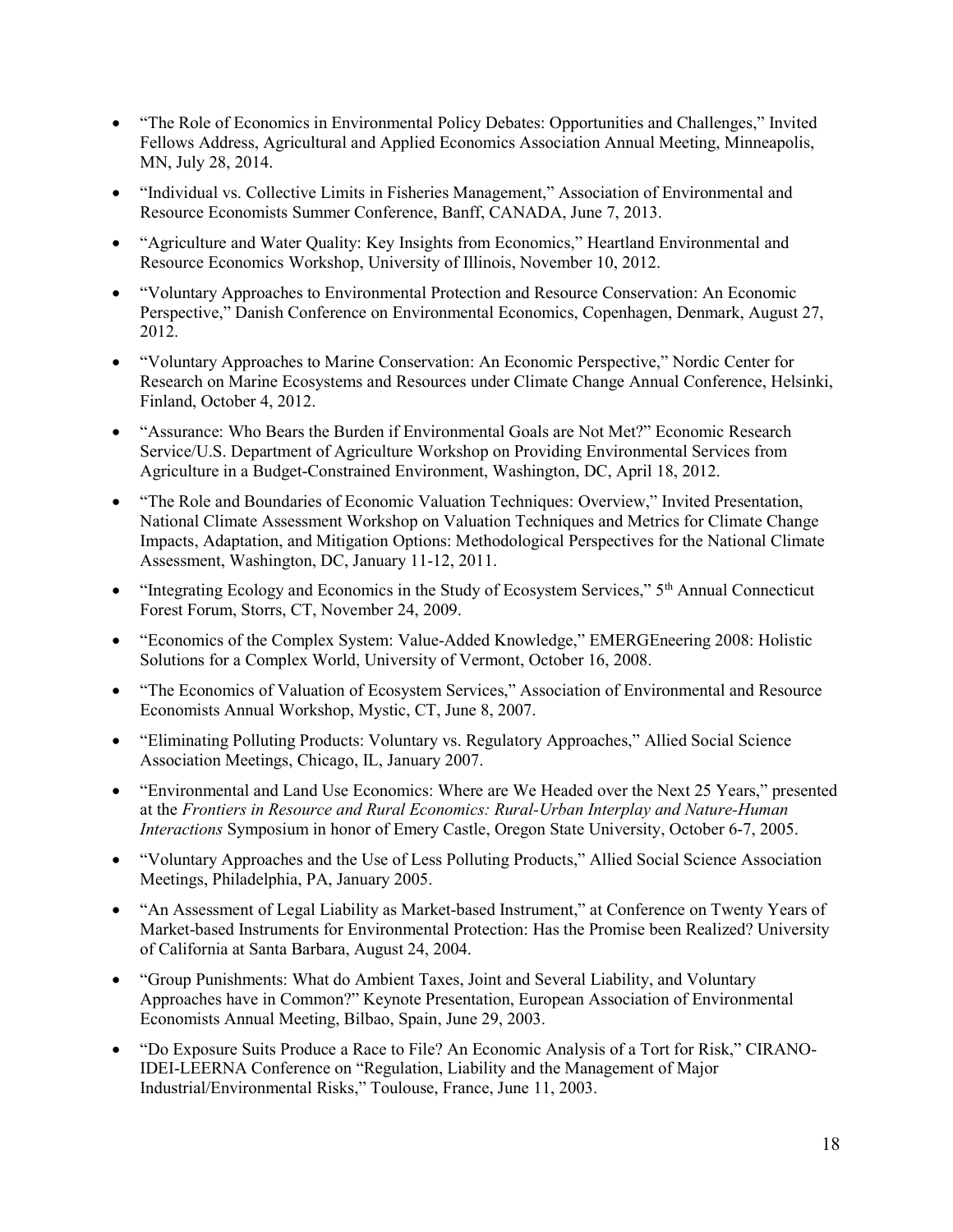- "The Role of Economics in Environmental Policy Debates: Opportunities and Challenges," Invited Fellows Address, Agricultural and Applied Economics Association Annual Meeting, Minneapolis, MN, July 28, 2014.
- "Individual vs. Collective Limits in Fisheries Management," Association of Environmental and Resource Economists Summer Conference, Banff, CANADA, June 7, 2013.
- "Agriculture and Water Quality: Key Insights from Economics," Heartland Environmental and Resource Economics Workshop, University of Illinois, November 10, 2012.
- "Voluntary Approaches to Environmental Protection and Resource Conservation: An Economic Perspective," Danish Conference on Environmental Economics, Copenhagen, Denmark, August 27, 2012.
- "Voluntary Approaches to Marine Conservation: An Economic Perspective," Nordic Center for Research on Marine Ecosystems and Resources under Climate Change Annual Conference, Helsinki, Finland, October 4, 2012.
- "Assurance: Who Bears the Burden if Environmental Goals are Not Met?" Economic Research Service/U.S. Department of Agriculture Workshop on Providing Environmental Services from Agriculture in a Budget-Constrained Environment, Washington, DC, April 18, 2012.
- "The Role and Boundaries of Economic Valuation Techniques: Overview," Invited Presentation, National Climate Assessment Workshop on Valuation Techniques and Metrics for Climate Change Impacts, Adaptation, and Mitigation Options: Methodological Perspectives for the National Climate Assessment, Washington, DC, January 11-12, 2011.
- "Integrating Ecology and Economics in the Study of Ecosystem Services," 5th Annual Connecticut Forest Forum, Storrs, CT, November 24, 2009.
- "Economics of the Complex System: Value-Added Knowledge," EMERGEneering 2008: Holistic Solutions for a Complex World, University of Vermont, October 16, 2008.
- "The Economics of Valuation of Ecosystem Services," Association of Environmental and Resource Economists Annual Workshop, Mystic, CT, June 8, 2007.
- "Eliminating Polluting Products: Voluntary vs. Regulatory Approaches," Allied Social Science Association Meetings, Chicago, IL, January 2007.
- "Environmental and Land Use Economics: Where are We Headed over the Next 25 Years," presented at the *Frontiers in Resource and Rural Economics: Rural-Urban Interplay and Nature-Human Interactions* Symposium in honor of Emery Castle, Oregon State University, October 6-7, 2005.
- "Voluntary Approaches and the Use of Less Polluting Products," Allied Social Science Association Meetings, Philadelphia, PA, January 2005.
- "An Assessment of Legal Liability as Market-based Instrument," at Conference on Twenty Years of Market-based Instruments for Environmental Protection: Has the Promise been Realized? University of California at Santa Barbara, August 24, 2004.
- "Group Punishments: What do Ambient Taxes, Joint and Several Liability, and Voluntary Approaches have in Common?" Keynote Presentation, European Association of Environmental Economists Annual Meeting, Bilbao, Spain, June 29, 2003.
- "Do Exposure Suits Produce a Race to File? An Economic Analysis of a Tort for Risk," CIRANO-IDEI-LEERNA Conference on "Regulation, Liability and the Management of Major Industrial/Environmental Risks," Toulouse, France, June 11, 2003.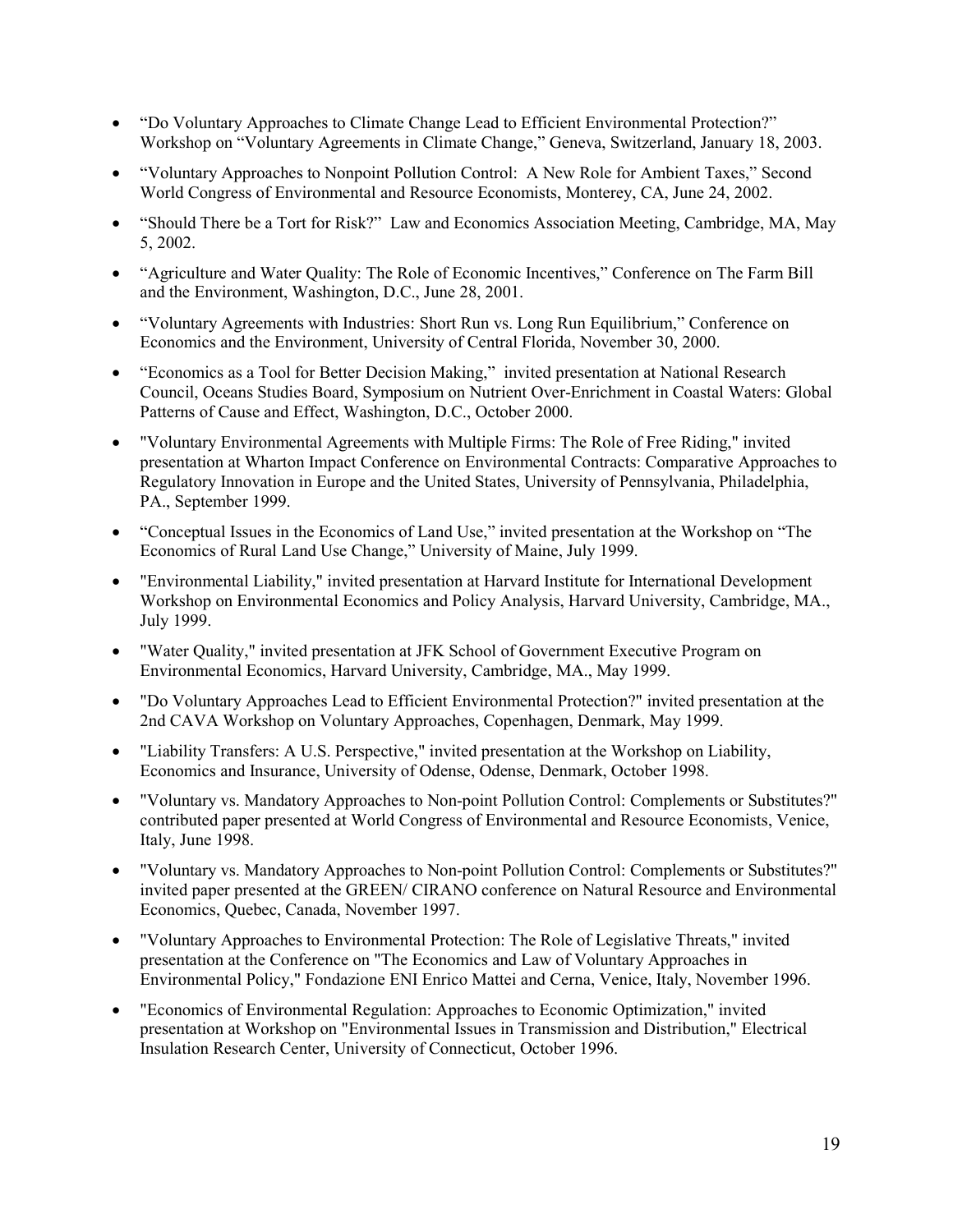- “Do Voluntary Approaches to Climate Change Lead to Efficient Environmental Protection?” Workshop on “Voluntary Agreements in Climate Change,” Geneva, Switzerland, January 18, 2003.
- “Voluntary Approaches to Nonpoint Pollution Control: A New Role for Ambient Taxes,” Second World Congress of Environmental and Resource Economists, Monterey, CA, June 24, 2002.
- “Should There be a Tort for Risk?” Law and Economics Association Meeting, Cambridge, MA, May 5, 2002.
- “Agriculture and Water Quality: The Role of Economic Incentives,” Conference on The Farm Bill and the Environment, Washington, D.C., June 28, 2001.
- “Voluntary Agreements with Industries: Short Run vs. Long Run Equilibrium,” Conference on Economics and the Environment, University of Central Florida, November 30, 2000.
- “Economics as a Tool for Better Decision Making,” invited presentation at National Research Council, Oceans Studies Board, Symposium on Nutrient Over-Enrichment in Coastal Waters: Global Patterns of Cause and Effect, Washington, D.C., October 2000.
- "Voluntary Environmental Agreements with Multiple Firms: The Role of Free Riding," invited presentation at Wharton Impact Conference on Environmental Contracts: Comparative Approaches to Regulatory Innovation in Europe and the United States, University of Pennsylvania, Philadelphia, PA., September 1999.
- “Conceptual Issues in the Economics of Land Use,” invited presentation at the Workshop on “The Economics of Rural Land Use Change,” University of Maine, July 1999.
- "Environmental Liability," invited presentation at Harvard Institute for International Development Workshop on Environmental Economics and Policy Analysis, Harvard University, Cambridge, MA., July 1999.
- "Water Quality," invited presentation at JFK School of Government Executive Program on Environmental Economics, Harvard University, Cambridge, MA., May 1999.
- "Do Voluntary Approaches Lead to Efficient Environmental Protection?" invited presentation at the 2nd CAVA Workshop on Voluntary Approaches, Copenhagen, Denmark, May 1999.
- "Liability Transfers: A U.S. Perspective," invited presentation at the Workshop on Liability, Economics and Insurance, University of Odense, Odense, Denmark, October 1998.
- "Voluntary vs. Mandatory Approaches to Non-point Pollution Control: Complements or Substitutes?" contributed paper presented at World Congress of Environmental and Resource Economists, Venice, Italy, June 1998.
- "Voluntary vs. Mandatory Approaches to Non-point Pollution Control: Complements or Substitutes?" invited paper presented at the GREEN/ CIRANO conference on Natural Resource and Environmental Economics, Quebec, Canada, November 1997.
- "Voluntary Approaches to Environmental Protection: The Role of Legislative Threats," invited presentation at the Conference on "The Economics and Law of Voluntary Approaches in Environmental Policy," Fondazione ENI Enrico Mattei and Cerna, Venice, Italy, November 1996.
- "Economics of Environmental Regulation: Approaches to Economic Optimization," invited presentation at Workshop on "Environmental Issues in Transmission and Distribution," Electrical Insulation Research Center, University of Connecticut, October 1996.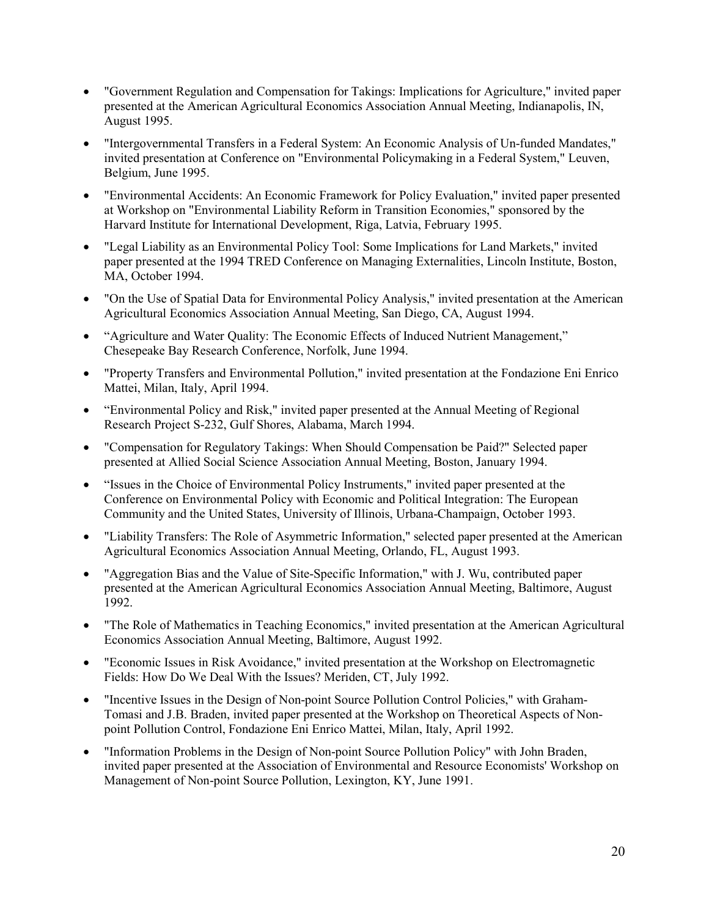- "Government Regulation and Compensation for Takings: Implications for Agriculture," invited paper presented at the American Agricultural Economics Association Annual Meeting, Indianapolis, IN, August 1995.
- "Intergovernmental Transfers in a Federal System: An Economic Analysis of Un-funded Mandates," invited presentation at Conference on "Environmental Policymaking in a Federal System," Leuven, Belgium, June 1995.
- "Environmental Accidents: An Economic Framework for Policy Evaluation," invited paper presented at Workshop on "Environmental Liability Reform in Transition Economies," sponsored by the Harvard Institute for International Development, Riga, Latvia, February 1995.
- "Legal Liability as an Environmental Policy Tool: Some Implications for Land Markets," invited paper presented at the 1994 TRED Conference on Managing Externalities, Lincoln Institute, Boston, MA, October 1994.
- "On the Use of Spatial Data for Environmental Policy Analysis," invited presentation at the American Agricultural Economics Association Annual Meeting, San Diego, CA, August 1994.
- "Agriculture and Water Quality: The Economic Effects of Induced Nutrient Management," Chesepeake Bay Research Conference, Norfolk, June 1994.
- "Property Transfers and Environmental Pollution," invited presentation at the Fondazione Eni Enrico Mattei, Milan, Italy, April 1994.
- "Environmental Policy and Risk," invited paper presented at the Annual Meeting of Regional Research Project S-232, Gulf Shores, Alabama, March 1994.
- "Compensation for Regulatory Takings: When Should Compensation be Paid?" Selected paper presented at Allied Social Science Association Annual Meeting, Boston, January 1994.
- "Issues in the Choice of Environmental Policy Instruments," invited paper presented at the Conference on Environmental Policy with Economic and Political Integration: The European Community and the United States, University of Illinois, Urbana-Champaign, October 1993.
- "Liability Transfers: The Role of Asymmetric Information," selected paper presented at the American Agricultural Economics Association Annual Meeting, Orlando, FL, August 1993.
- "Aggregation Bias and the Value of Site-Specific Information," with J. Wu, contributed paper presented at the American Agricultural Economics Association Annual Meeting, Baltimore, August 1992.
- "The Role of Mathematics in Teaching Economics," invited presentation at the American Agricultural Economics Association Annual Meeting, Baltimore, August 1992.
- "Economic Issues in Risk Avoidance," invited presentation at the Workshop on Electromagnetic Fields: How Do We Deal With the Issues? Meriden, CT, July 1992.
- "Incentive Issues in the Design of Non-point Source Pollution Control Policies," with Graham-Tomasi and J.B. Braden, invited paper presented at the Workshop on Theoretical Aspects of Non-point Pollution Control, Fondazione Eni Enrico Mattei, Milan, Italy, April 1992.
- "Information Problems in the Design of Non-point Source Pollution Policy" with John Braden, invited paper presented at the Association of Environmental and Resource Economists' Workshop on Management of Non-point Source Pollution, Lexington, KY, June 1991.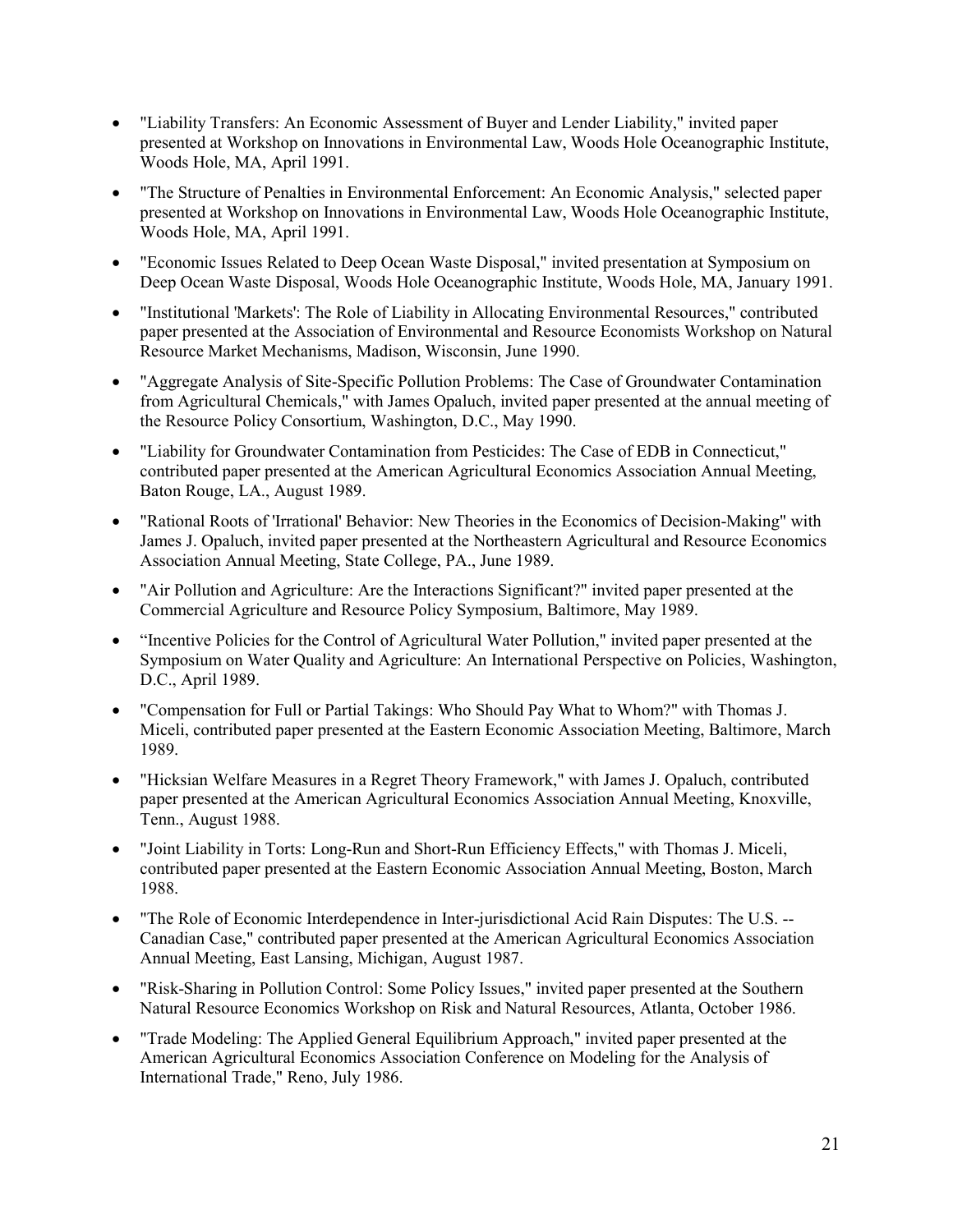- "Liability Transfers: An Economic Assessment of Buyer and Lender Liability," invited paper presented at Workshop on Innovations in Environmental Law, Woods Hole Oceanographic Institute, Woods Hole, MA, April 1991.
- "The Structure of Penalties in Environmental Enforcement: An Economic Analysis," selected paper presented at Workshop on Innovations in Environmental Law, Woods Hole Oceanographic Institute, Woods Hole, MA, April 1991.
- "Economic Issues Related to Deep Ocean Waste Disposal," invited presentation at Symposium on Deep Ocean Waste Disposal, Woods Hole Oceanographic Institute, Woods Hole, MA, January 1991.
- "Institutional 'Markets': The Role of Liability in Allocating Environmental Resources," contributed paper presented at the Association of Environmental and Resource Economists Workshop on Natural Resource Market Mechanisms, Madison, Wisconsin, June 1990.
- "Aggregate Analysis of Site-Specific Pollution Problems: The Case of Groundwater Contamination from Agricultural Chemicals," with James Opaluch, invited paper presented at the annual meeting of the Resource Policy Consortium, Washington, D.C., May 1990.
- "Liability for Groundwater Contamination from Pesticides: The Case of EDB in Connecticut," contributed paper presented at the American Agricultural Economics Association Annual Meeting, Baton Rouge, LA., August 1989.
- "Rational Roots of 'Irrational' Behavior: New Theories in the Economics of Decision-Making" with James J. Opaluch, invited paper presented at the Northeastern Agricultural and Resource Economics Association Annual Meeting, State College, PA., June 1989.
- "Air Pollution and Agriculture: Are the Interactions Significant?" invited paper presented at the Commercial Agriculture and Resource Policy Symposium, Baltimore, May 1989.
- "Incentive Policies for the Control of Agricultural Water Pollution," invited paper presented at the Symposium on Water Quality and Agriculture: An International Perspective on Policies, Washington, D.C., April 1989.
- "Compensation for Full or Partial Takings: Who Should Pay What to Whom?" with Thomas J. Miceli, contributed paper presented at the Eastern Economic Association Meeting, Baltimore, March 1989.
- "Hicksian Welfare Measures in a Regret Theory Framework," with James J. Opaluch, contributed paper presented at the American Agricultural Economics Association Annual Meeting, Knoxville, Tenn., August 1988.
- "Joint Liability in Torts: Long-Run and Short-Run Efficiency Effects," with Thomas J. Miceli, contributed paper presented at the Eastern Economic Association Annual Meeting, Boston, March 1988.
- "The Role of Economic Interdependence in Inter-jurisdictional Acid Rain Disputes: The U.S. -- Canadian Case," contributed paper presented at the American Agricultural Economics Association Annual Meeting, East Lansing, Michigan, August 1987.
- "Risk-Sharing in Pollution Control: Some Policy Issues," invited paper presented at the Southern Natural Resource Economics Workshop on Risk and Natural Resources, Atlanta, October 1986.
- "Trade Modeling: The Applied General Equilibrium Approach," invited paper presented at the American Agricultural Economics Association Conference on Modeling for the Analysis of International Trade," Reno, July 1986.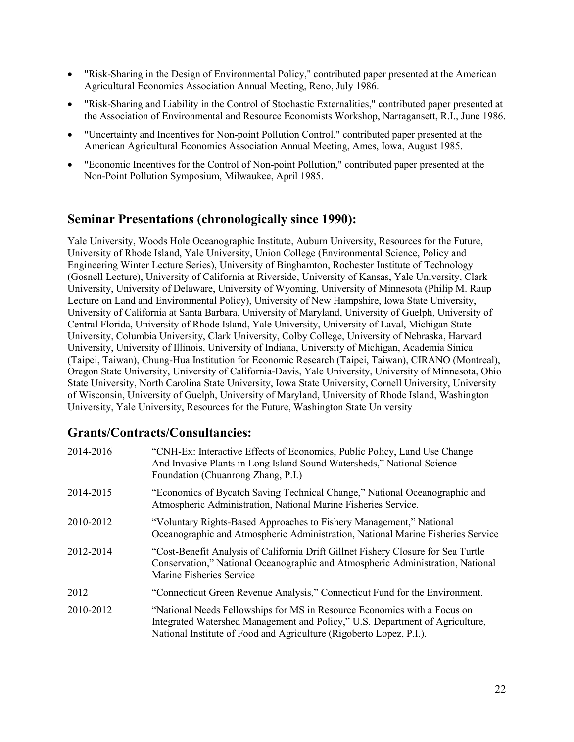- "Risk-Sharing in the Design of Environmental Policy," contributed paper presented at the American Agricultural Economics Association Annual Meeting, Reno, July 1986.
- "Risk-Sharing and Liability in the Control of Stochastic Externalities," contributed paper presented at the Association of Environmental and Resource Economists Workshop, Narragansett, R.I., June 1986.
- "Uncertainty and Incentives for Non-point Pollution Control," contributed paper presented at the American Agricultural Economics Association Annual Meeting, Ames, Iowa, August 1985.
- "Economic Incentives for the Control of Non-point Pollution," contributed paper presented at the Non-Point Pollution Symposium, Milwaukee, April 1985.

## Seminar Presentations (chronologically since 1990):

Yale University, Woods Hole Oceanographic Institute, Auburn University, Resources for the Future, University of Rhode Island, Yale University, Union College (Environmental Science, Policy and Engineering Winter Lecture Series), University of Binghamton, Rochester Institute of Technology (Gosnell Lecture), University of California at Riverside, University of Kansas, Yale University, Clark University, University of Delaware, University of Wyoming, University of Minnesota (Philip M. Raup Lecture on Land and Environmental Policy), University of New Hampshire, Iowa State University, University of California at Santa Barbara, University of Maryland, University of Guelph, University of Central Florida, University of Rhode Island, Yale University, University of Laval, Michigan State University, Columbia University, Clark University, Colby College, University of Nebraska, Harvard University, University of Illinois, University of Indiana, University of Michigan, Academia Sinica (Taipei, Taiwan), Chung-Hua Institution for Economic Research (Taipei, Taiwan), CIRANO (Montreal), Oregon State University, University of California-Davis, Yale University, University of Minnesota, Ohio State University, North Carolina State University, Iowa State University, Cornell University, University of Wisconsin, University of Guelph, University of Maryland, University of Rhode Island, Washington University, Yale University, Resources for the Future, Washington State University

## Grants/Contracts/Consultancies:

| | |
|---|---|
| 2014-2016 | "CNH-Ex: Interactive Effects of Economics, Public Policy, Land Use Change And Invasive Plants in Long Island Sound Watersheds," National Science Foundation (Chuanrong Zhang, P.I.) |
| 2014-2015 | "Economics of Bycatch Saving Technical Change," National Oceanographic and Atmospheric Administration, National Marine Fisheries Service. |
| 2010-2012 | "Voluntary Rights-Based Approaches to Fishery Management," National Oceanographic and Atmospheric Administration, National Marine Fisheries Service |
| 2012-2014 | "Cost-Benefit Analysis of California Drift Gillnet Fishery Closure for Sea Turtle Conservation," National Oceanographic and Atmospheric Administration, National Marine Fisheries Service |
| 2012 | "Connecticut Green Revenue Analysis," Connecticut Fund for the Environment. |
| 2010-2012 | "National Needs Fellowships for MS in Resource Economics with a Focus on Integrated Watershed Management and Policy," U.S. Department of Agriculture, National Institute of Food and Agriculture (Rigoberto Lopez, P.I.). |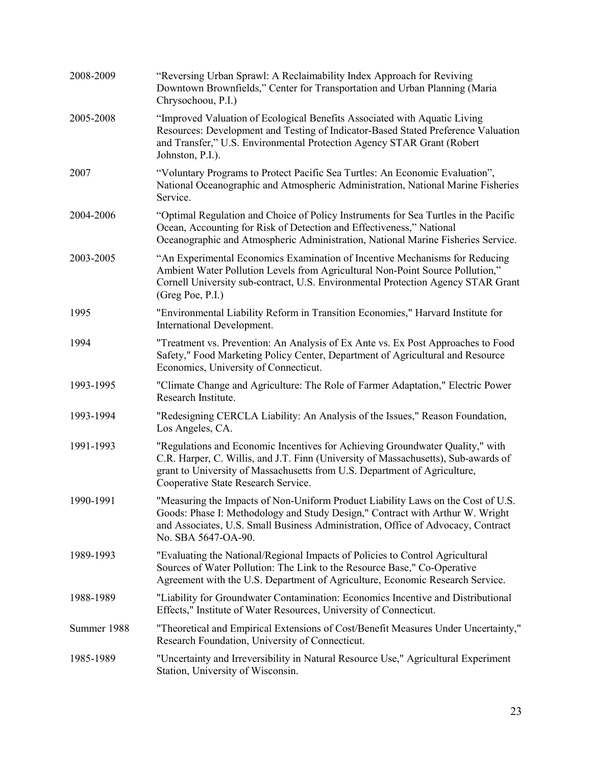| | |
|---|---|
| 2008-2009 | "Reversing Urban Sprawl: A Reclaimability Index Approach for Reviving Downtown Brownfields," Center for Transportation and Urban Planning (Maria Chrysochoou, P.I.) |
| 2005-2008 | "Improved Valuation of Ecological Benefits Associated with Aquatic Living Resources: Development and Testing of Indicator-Based Stated Preference Valuation and Transfer," U.S. Environmental Protection Agency STAR Grant (Robert Johnston, P.I.). |
| 2007 | "Voluntary Programs to Protect Pacific Sea Turtles: An Economic Evaluation", National Oceanographic and Atmospheric Administration, National Marine Fisheries Service. |
| 2004-2006 | "Optimal Regulation and Choice of Policy Instruments for Sea Turtles in the Pacific Ocean, Accounting for Risk of Detection and Effectiveness," National Oceanographic and Atmospheric Administration, National Marine Fisheries Service. |
| 2003-2005 | "An Experimental Economics Examination of Incentive Mechanisms for Reducing Ambient Water Pollution Levels from Agricultural Non-Point Source Pollution," Cornell University sub-contract, U.S. Environmental Protection Agency STAR Grant (Greg Poe, P.I.) |
| 1995 | "Environmental Liability Reform in Transition Economies," Harvard Institute for International Development. |
| 1994 | "Treatment vs. Prevention: An Analysis of Ex Ante vs. Ex Post Approaches to Food Safety," Food Marketing Policy Center, Department of Agricultural and Resource Economics, University of Connecticut. |
| 1993-1995 | "Climate Change and Agriculture: The Role of Farmer Adaptation," Electric Power Research Institute. |
| 1993-1994 | "Redesigning CERCLA Liability: An Analysis of the Issues," Reason Foundation, Los Angeles, CA. |
| 1991-1993 | "Regulations and Economic Incentives for Achieving Groundwater Quality," with C.R. Harper, C. Willis, and J.T. Finn (University of Massachusetts), Sub-awards of grant to University of Massachusetts from U.S. Department of Agriculture, Cooperative State Research Service. |
| 1990-1991 | "Measuring the Impacts of Non-Uniform Product Liability Laws on the Cost of U.S. Goods: Phase I: Methodology and Study Design," Contract with Arthur W. Wright and Associates, U.S. Small Business Administration, Office of Advocacy, Contract No. SBA 5647-OA-90. |
| 1989-1993 | "Evaluating the National/Regional Impacts of Policies to Control Agricultural Sources of Water Pollution: The Link to the Resource Base," Co-Operative Agreement with the U.S. Department of Agriculture, Economic Research Service. |
| 1988-1989 | "Liability for Groundwater Contamination: Economics Incentive and Distributional Effects," Institute of Water Resources, University of Connecticut. |
| Summer 1988 | "Theoretical and Empirical Extensions of Cost/Benefit Measures Under Uncertainty," Research Foundation, University of Connecticut. |
| 1985-1989 | "Uncertainty and Irreversibility in Natural Resource Use," Agricultural Experiment Station, University of Wisconsin. |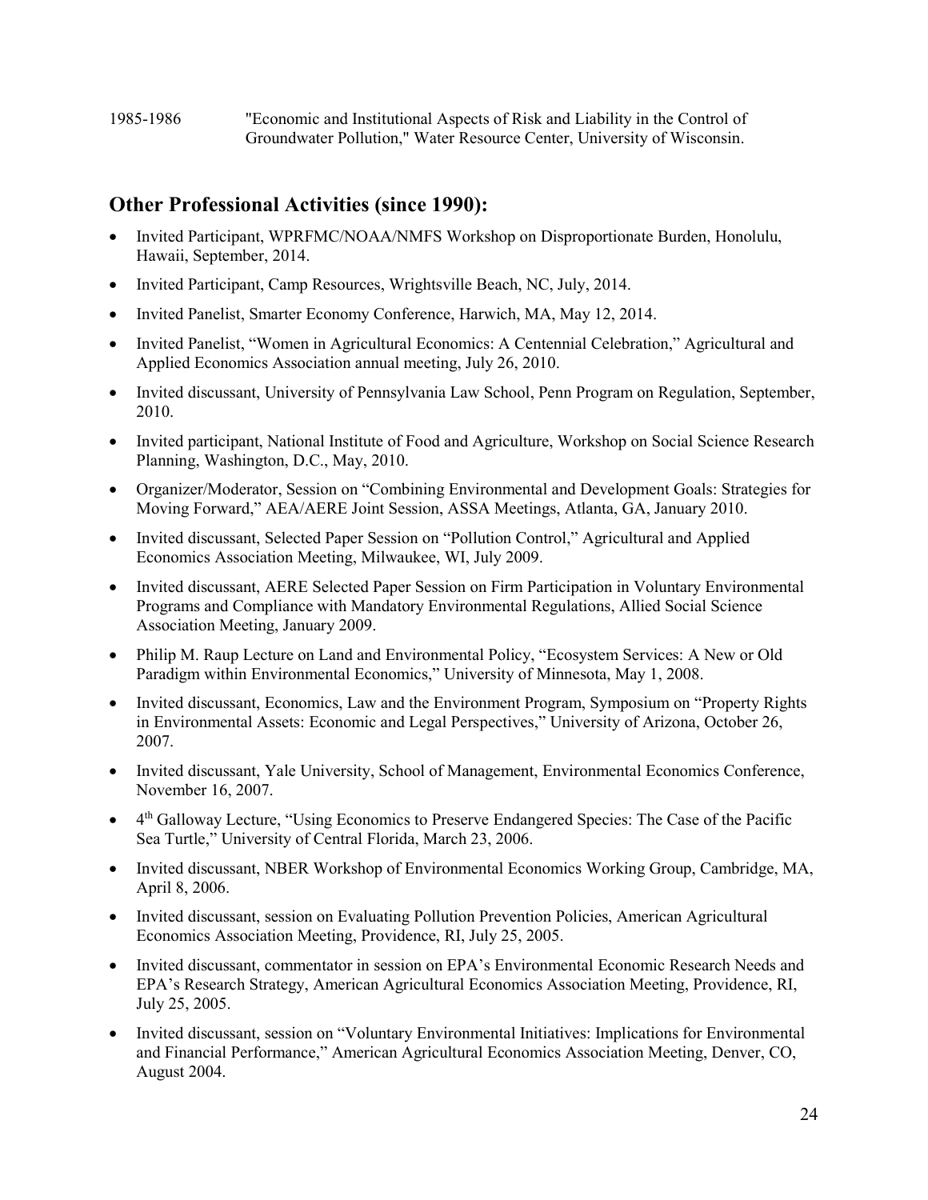1985-1986 "Economic and Institutional Aspects of Risk and Liability in the Control of Groundwater Pollution," Water Resource Center, University of Wisconsin.

## Other Professional Activities (since 1990):

- Invited Participant, WPRFMC/NOAA/NMFS Workshop on Disproportionate Burden, Honolulu, Hawaii, September, 2014.
- Invited Participant, Camp Resources, Wrightsville Beach, NC, July, 2014.
- Invited Panelist, Smarter Economy Conference, Harwich, MA, May 12, 2014.
- Invited Panelist, "Women in Agricultural Economics: A Centennial Celebration," Agricultural and Applied Economics Association annual meeting, July 26, 2010.
- Invited discussant, University of Pennsylvania Law School, Penn Program on Regulation, September, 2010.
- Invited participant, National Institute of Food and Agriculture, Workshop on Social Science Research Planning, Washington, D.C., May, 2010.
- Organizer/Moderator, Session on "Combining Environmental and Development Goals: Strategies for Moving Forward," AEA/AERE Joint Session, ASSA Meetings, Atlanta, GA, January 2010.
- Invited discussant, Selected Paper Session on "Pollution Control," Agricultural and Applied Economics Association Meeting, Milwaukee, WI, July 2009.
- Invited discussant, AERE Selected Paper Session on Firm Participation in Voluntary Environmental Programs and Compliance with Mandatory Environmental Regulations, Allied Social Science Association Meeting, January 2009.
- Philip M. Raup Lecture on Land and Environmental Policy, "Ecosystem Services: A New or Old Paradigm within Environmental Economics," University of Minnesota, May 1, 2008.
- Invited discussant, Economics, Law and the Environment Program, Symposium on "Property Rights in Environmental Assets: Economic and Legal Perspectives," University of Arizona, October 26, 2007.
- Invited discussant, Yale University, School of Management, Environmental Economics Conference, November 16, 2007.
- 4th Galloway Lecture, "Using Economics to Preserve Endangered Species: The Case of the Pacific Sea Turtle," University of Central Florida, March 23, 2006.
- Invited discussant, NBER Workshop of Environmental Economics Working Group, Cambridge, MA, April 8, 2006.
- Invited discussant, session on Evaluating Pollution Prevention Policies, American Agricultural Economics Association Meeting, Providence, RI, July 25, 2005.
- Invited discussant, commentator in session on EPA's Environmental Economic Research Needs and EPA's Research Strategy, American Agricultural Economics Association Meeting, Providence, RI, July 25, 2005.
- Invited discussant, session on "Voluntary Environmental Initiatives: Implications for Environmental and Financial Performance," American Agricultural Economics Association Meeting, Denver, CO, August 2004.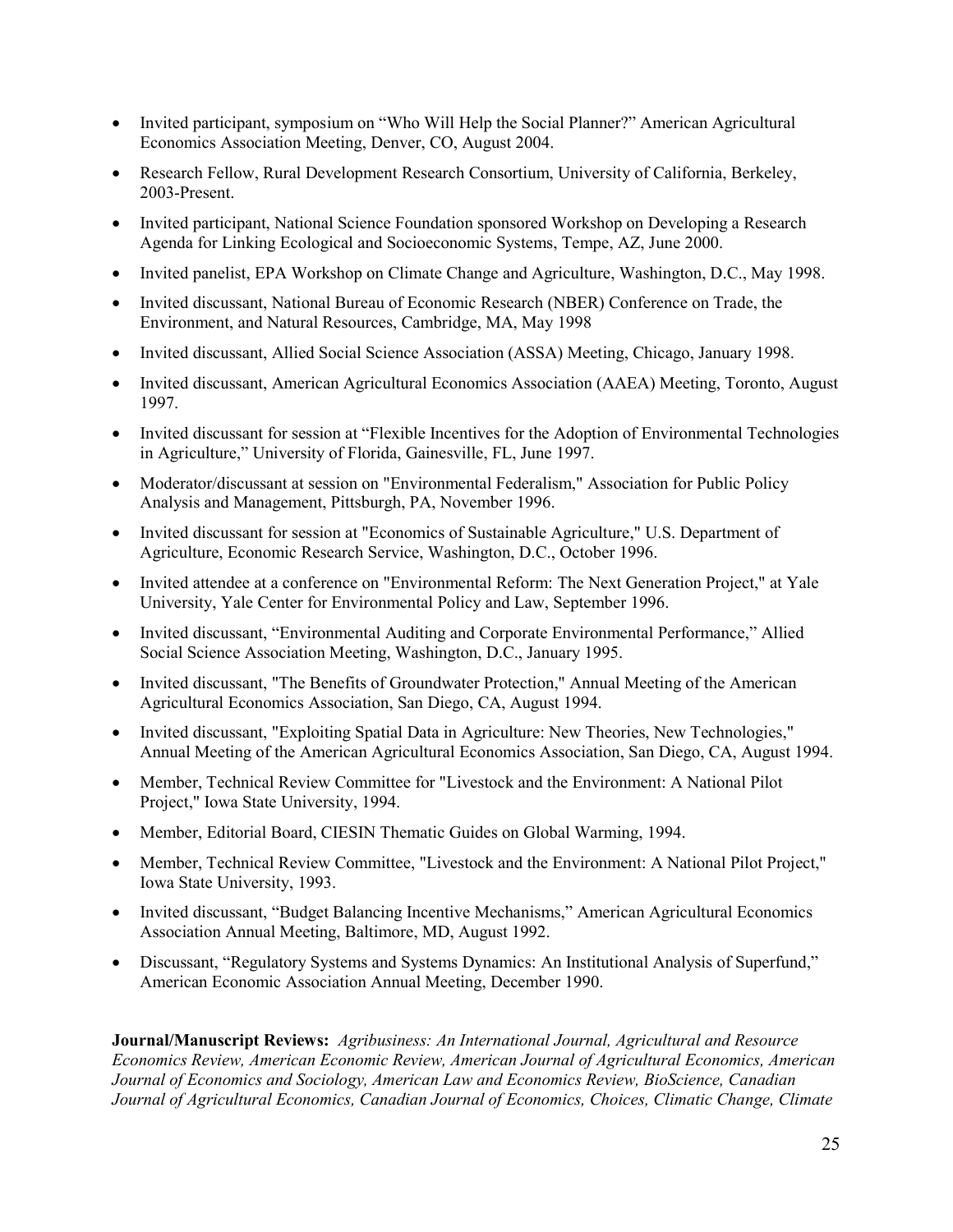- Invited participant, symposium on "Who Will Help the Social Planner?" American Agricultural Economics Association Meeting, Denver, CO, August 2004.
- Research Fellow, Rural Development Research Consortium, University of California, Berkeley, 2003-Present.
- Invited participant, National Science Foundation sponsored Workshop on Developing a Research Agenda for Linking Ecological and Socioeconomic Systems, Tempe, AZ, June 2000.
- Invited panelist, EPA Workshop on Climate Change and Agriculture, Washington, D.C., May 1998.
- Invited discussant, National Bureau of Economic Research (NBER) Conference on Trade, the Environment, and Natural Resources, Cambridge, MA, May 1998
- Invited discussant, Allied Social Science Association (ASSA) Meeting, Chicago, January 1998.
- Invited discussant, American Agricultural Economics Association (AAEA) Meeting, Toronto, August 1997.
- Invited discussant for session at "Flexible Incentives for the Adoption of Environmental Technologies in Agriculture," University of Florida, Gainesville, FL, June 1997.
- Moderator/discussant at session on "Environmental Federalism," Association for Public Policy Analysis and Management, Pittsburgh, PA, November 1996.
- Invited discussant for session at "Economics of Sustainable Agriculture," U.S. Department of Agriculture, Economic Research Service, Washington, D.C., October 1996.
- Invited attendee at a conference on "Environmental Reform: The Next Generation Project," at Yale University, Yale Center for Environmental Policy and Law, September 1996.
- Invited discussant, "Environmental Auditing and Corporate Environmental Performance," Allied Social Science Association Meeting, Washington, D.C., January 1995.
- Invited discussant, "The Benefits of Groundwater Protection," Annual Meeting of the American Agricultural Economics Association, San Diego, CA, August 1994.
- Invited discussant, "Exploiting Spatial Data in Agriculture: New Theories, New Technologies," Annual Meeting of the American Agricultural Economics Association, San Diego, CA, August 1994.
- Member, Technical Review Committee for "Livestock and the Environment: A National Pilot Project," Iowa State University, 1994.
- Member, Editorial Board, CIESIN Thematic Guides on Global Warming, 1994.
- Member, Technical Review Committee, "Livestock and the Environment: A National Pilot Project," Iowa State University, 1993.
- Invited discussant, "Budget Balancing Incentive Mechanisms," American Agricultural Economics Association Annual Meeting, Baltimore, MD, August 1992.
- Discussant, "Regulatory Systems and Systems Dynamics: An Institutional Analysis of Superfund," American Economic Association Annual Meeting, December 1990.

**Journal/Manuscript Reviews:** *Agribusiness: An International Journal, Agricultural and Resource Economics Review, American Economic Review, American Journal of Agricultural Economics, American Journal of Economics and Sociology, American Law and Economics Review, BioScience, Canadian Journal of Agricultural Economics, Canadian Journal of Economics, Choices, Climatic Change, Climate*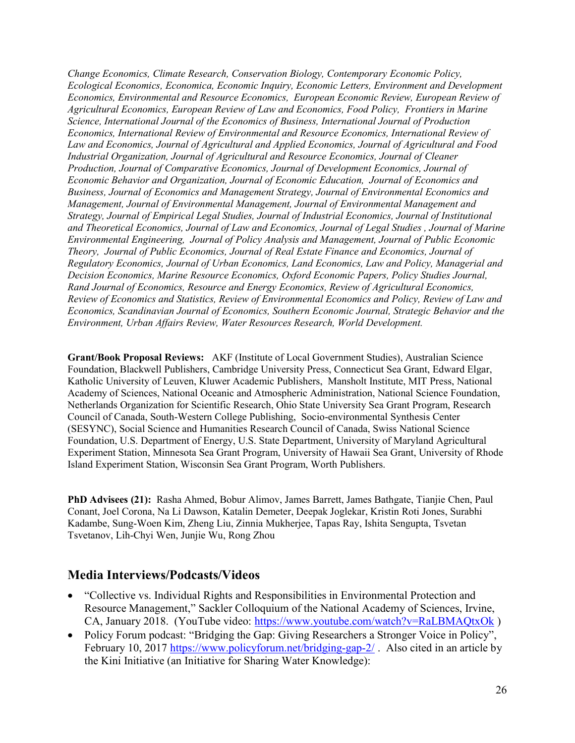*Change Economics, Climate Research, Conservation Biology, Contemporary Economic Policy, Ecological Economics, Economica, Economic Inquiry, Economic Letters, Environment and Development Economics, Environmental and Resource Economics, European Economic Review, European Review of Agricultural Economics, European Review of Law and Economics, Food Policy, Frontiers in Marine Science, International Journal of the Economics of Business, International Journal of Production Economics, International Review of Environmental and Resource Economics, International Review of Law and Economics, Journal of Agricultural and Applied Economics, Journal of Agricultural and Food Industrial Organization, Journal of Agricultural and Resource Economics, Journal of Cleaner Production, Journal of Comparative Economics, Journal of Development Economics, Journal of Economic Behavior and Organization, Journal of Economic Education, Journal of Economics and Business, Journal of Economics and Management Strategy, Journal of Environmental Economics and Management, Journal of Environmental Management, Journal of Environmental Management and Strategy, Journal of Empirical Legal Studies, Journal of Industrial Economics, Journal of Institutional and Theoretical Economics, Journal of Law and Economics, Journal of Legal Studies , Journal of Marine Environmental Engineering, Journal of Policy Analysis and Management, Journal of Public Economic Theory, Journal of Public Economics, Journal of Real Estate Finance and Economics, Journal of Regulatory Economics, Journal of Urban Economics, Land Economics, Law and Policy, Managerial and Decision Economics, Marine Resource Economics, Oxford Economic Papers, Policy Studies Journal, Rand Journal of Economics, Resource and Energy Economics, Review of Agricultural Economics, Review of Economics and Statistics, Review of Environmental Economics and Policy, Review of Law and Economics, Scandinavian Journal of Economics, Southern Economic Journal, Strategic Behavior and the Environment, Urban Affairs Review, Water Resources Research, World Development.*

**Grant/Book Proposal Reviews:** AKF (Institute of Local Government Studies), Australian Science Foundation, Blackwell Publishers, Cambridge University Press, Connecticut Sea Grant, Edward Elgar, Katholic University of Leuven, Kluwer Academic Publishers, Mansholt Institute, MIT Press, National Academy of Sciences, National Oceanic and Atmospheric Administration, National Science Foundation, Netherlands Organization for Scientific Research, Ohio State University Sea Grant Program, Research Council of Canada, South-Western College Publishing, Socio-environmental Synthesis Center (SESYNC), Social Science and Humanities Research Council of Canada, Swiss National Science Foundation, U.S. Department of Energy, U.S. State Department, University of Maryland Agricultural Experiment Station, Minnesota Sea Grant Program, University of Hawaii Sea Grant, University of Rhode Island Experiment Station, Wisconsin Sea Grant Program, Worth Publishers.

**PhD Advisees (21):** Rasha Ahmed, Bobur Alimov, James Barrett, James Bathgate, Tianjie Chen, Paul Conant, Joel Corona, Na Li Dawson, Katalin Demeter, Deepak Joglekar, Kristin Roti Jones, Surabhi Kadambe, Sung-Woen Kim, Zheng Liu, Zinnia Mukherjee, Tapas Ray, Ishita Sengupta, Tsvetan Tsvetanov, Lih-Chyi Wen, Junjie Wu, Rong Zhou

## Media Interviews/Podcasts/Videos

- "Collective vs. Individual Rights and Responsibilities in Environmental Protection and Resource Management," Sackler Colloquium of the National Academy of Sciences, Irvine, CA, January 2018. (YouTube video: https://www.youtube.com/watch?v=RaLBMAQtxOk )
- Policy Forum podcast: "Bridging the Gap: Giving Researchers a Stronger Voice in Policy", February 10, 2017 https://www.policyforum.net/bridging-gap-2/ . Also cited in an article by the Kini Initiative (an Initiative for Sharing Water Knowledge):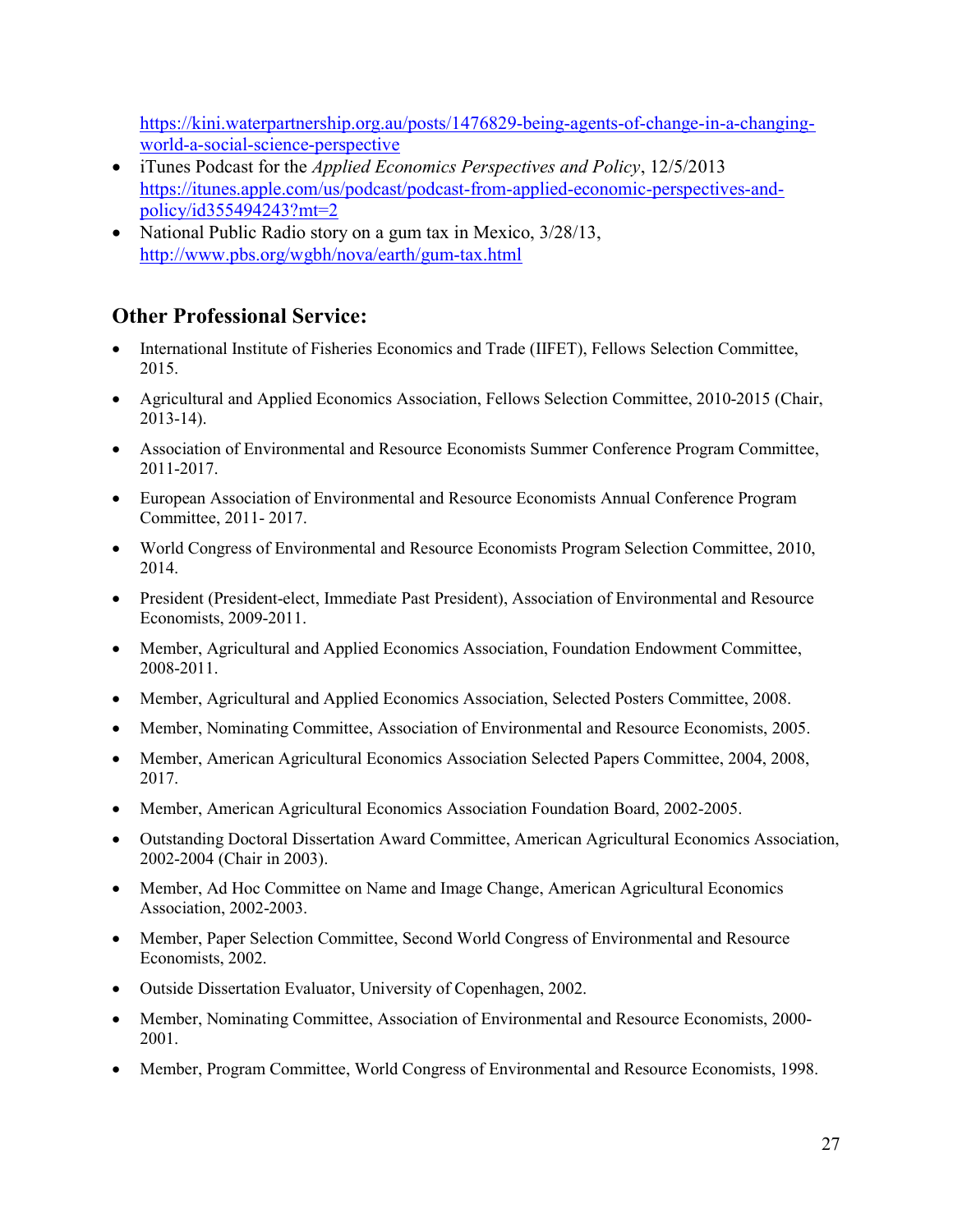https://kini.waterpartnership.org.au/posts/1476829-being-agents-of-change-in-a-changing-world-a-social-science-perspective

- iTunes Podcast for the *Applied Economics Perspectives and Policy*, 12/5/2013 https://itunes.apple.com/us/podcast/podcast-from-applied-economic-perspectives-and-policy/id355494243?mt=2
- National Public Radio story on a gum tax in Mexico, 3/28/13, http://www.pbs.org/wgbh/nova/earth/gum-tax.html

## Other Professional Service:

- International Institute of Fisheries Economics and Trade (IIFET), Fellows Selection Committee, 2015.
- Agricultural and Applied Economics Association, Fellows Selection Committee, 2010-2015 (Chair, 2013-14).
- Association of Environmental and Resource Economists Summer Conference Program Committee, 2011-2017.
- European Association of Environmental and Resource Economists Annual Conference Program Committee, 2011- 2017.
- World Congress of Environmental and Resource Economists Program Selection Committee, 2010, 2014.
- President (President-elect, Immediate Past President), Association of Environmental and Resource Economists, 2009-2011.
- Member, Agricultural and Applied Economics Association, Foundation Endowment Committee, 2008-2011.
- Member, Agricultural and Applied Economics Association, Selected Posters Committee, 2008.
- Member, Nominating Committee, Association of Environmental and Resource Economists, 2005.
- Member, American Agricultural Economics Association Selected Papers Committee, 2004, 2008, 2017.
- Member, American Agricultural Economics Association Foundation Board, 2002-2005.
- Outstanding Doctoral Dissertation Award Committee, American Agricultural Economics Association, 2002-2004 (Chair in 2003).
- Member, Ad Hoc Committee on Name and Image Change, American Agricultural Economics Association, 2002-2003.
- Member, Paper Selection Committee, Second World Congress of Environmental and Resource Economists, 2002.
- Outside Dissertation Evaluator, University of Copenhagen, 2002.
- Member, Nominating Committee, Association of Environmental and Resource Economists, 2000-2001.
- Member, Program Committee, World Congress of Environmental and Resource Economists, 1998.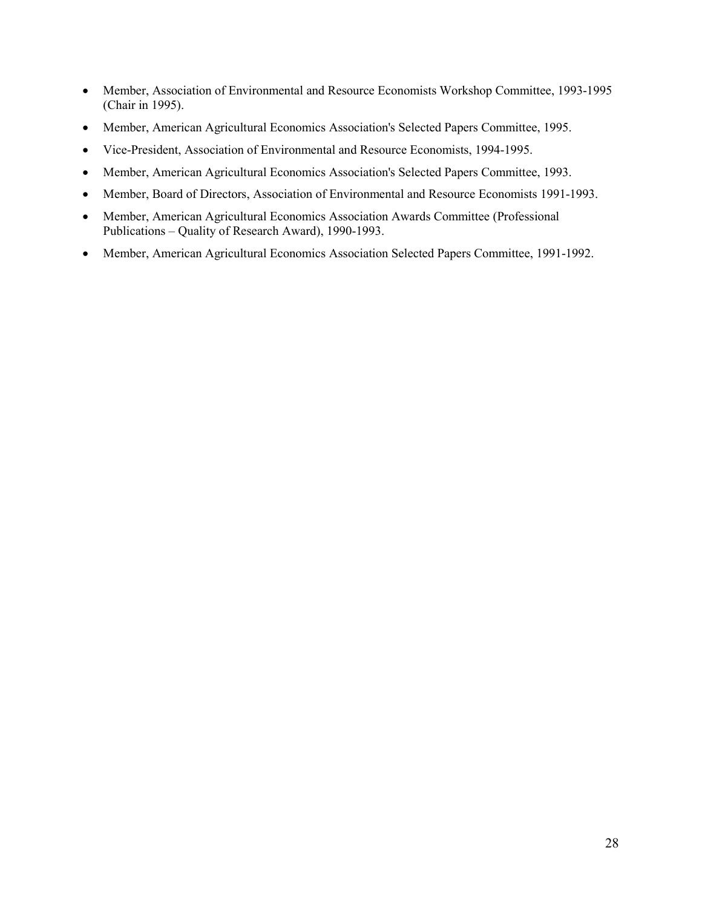- Member, Association of Environmental and Resource Economists Workshop Committee, 1993-1995 (Chair in 1995).
- Member, American Agricultural Economics Association's Selected Papers Committee, 1995.
- Vice-President, Association of Environmental and Resource Economists, 1994-1995.
- Member, American Agricultural Economics Association's Selected Papers Committee, 1993.
- Member, Board of Directors, Association of Environmental and Resource Economists 1991-1993.
- Member, American Agricultural Economics Association Awards Committee (Professional Publications – Quality of Research Award), 1990-1993.
- Member, American Agricultural Economics Association Selected Papers Committee, 1991-1992.